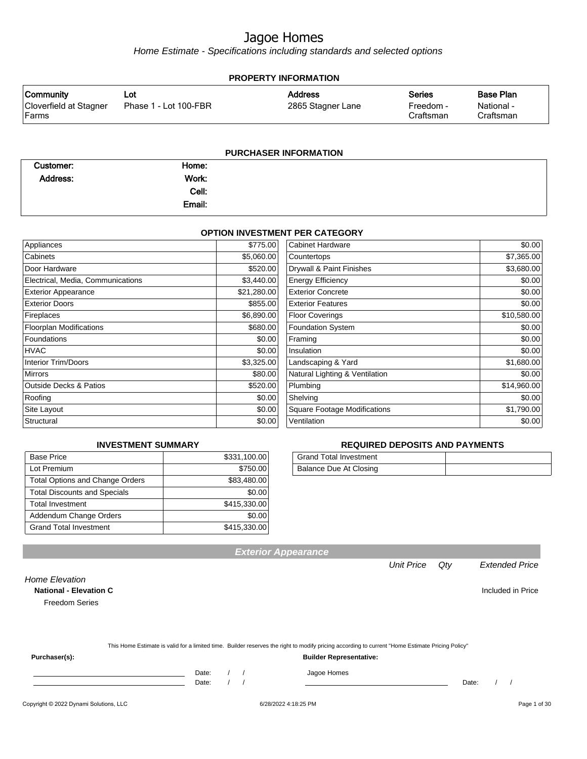# Jagoe Homes

*Home Estimate - Specifications including standards and selected options*

## PROPERTY INFORMATION

| Community | Lot | Address | Series | Base Plan |
|---|---|---|---|---|
| Cloverfield at Stagner Farms | Phase 1 - Lot 100-FBR | 2865 Stagner Lane | Freedom - Craftsman | National - Craftsman |

## PURCHASER INFORMATION

| | | | |
|---|---|---|---|
| **Customer:** | | **Home:** | |
| **Address:** | | **Work:** | |
| | | **Cell:** | |
| | | **Email:** | |

## OPTION INVESTMENT PER CATEGORY

| Category | Amount | Category | Amount |
|---|---|---|---|
| Appliances | $775.00 | Cabinet Hardware | $0.00 |
| Cabinets | $5,060.00 | Countertops | $7,365.00 |
| Door Hardware | $520.00 | Drywall & Paint Finishes | $3,680.00 |
| Electrical, Media, Communications | $3,440.00 | Energy Efficiency | $0.00 |
| Exterior Appearance | $21,280.00 | Exterior Concrete | $0.00 |
| Exterior Doors | $855.00 | Exterior Features | $0.00 |
| Fireplaces | $6,890.00 | Floor Coverings | $10,580.00 |
| Floorplan Modifications | $680.00 | Foundation System | $0.00 |
| Foundations | $0.00 | Framing | $0.00 |
| HVAC | $0.00 | Insulation | $0.00 |
| Interior Trim/Doors | $3,325.00 | Landscaping & Yard | $1,680.00 |
| Mirrors | $80.00 | Natural Lighting & Ventilation | $0.00 |
| Outside Decks & Patios | $520.00 | Plumbing | $14,960.00 |
| Roofing | $0.00 | Shelving | $0.00 |
| Site Layout | $0.00 | Square Footage Modifications | $1,790.00 |
| Structural | $0.00 | Ventilation | $0.00 |

## INVESTMENT SUMMARY

| | |
|---|---|
| Base Price | $331,100.00 |
| Lot Premium | $750.00 |
| Total Options and Change Orders | $83,480.00 |
| Total Discounts and Specials | $0.00 |
| Total Investment | $415,330.00 |
| Addendum Change Orders | $0.00 |
| Grand Total Investment | $415,330.00 |

## REQUIRED DEPOSITS AND PAYMENTS

| | |
|---|---|
| Grand Total Investment | |
| Balance Due At Closing | |

## Exterior Appearance

| | Unit Price | Qty | Extended Price |
|---|---|---|---|
| *Home Elevation* | | | |
| **National - Elevation C** | | | Included in Price |
| Freedom Series | | | |

This Home Estimate is valid for a limited time. Builder reserves the right to modify pricing according to current "Home Estimate Pricing Policy"

**Purchaser(s):**

\_\_\_\_\_\_\_\_\_\_\_\_\_\_\_\_\_\_\_\_\_\_\_\_ Date: / /

\_\_\_\_\_\_\_\_\_\_\_\_\_\_\_\_\_\_\_\_\_\_\_\_ Date: / /

**Builder Representative:**

Jagoe Homes

\_\_\_\_\_\_\_\_\_\_\_\_\_\_\_\_\_\_\_\_\_\_\_\_ Date: / /

Copyright © 2022 Dynami Solutions, LLC — 6/28/2022 4:18:25 PM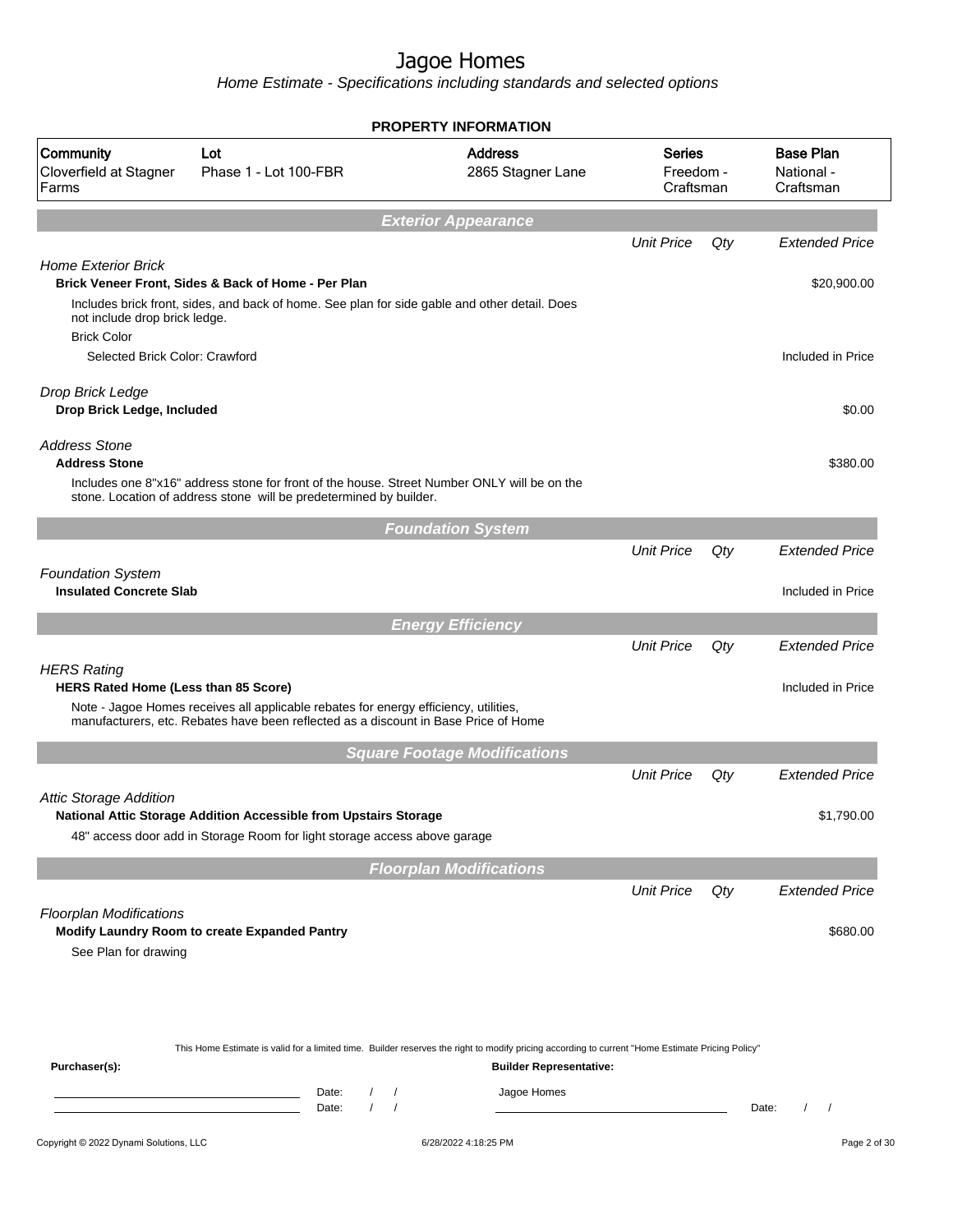# Jagoe Homes

*Home Estimate - Specifications including standards and selected options*

## PROPERTY INFORMATION

| Community | Lot | Address | Series | Base Plan |
|---|---|---|---|---|
| Cloverfield at Stagner Farms | Phase 1 - Lot 100-FBR | 2865 Stagner Lane | Freedom - Craftsman | National - Craftsman |

## Exterior Appearance

| | Unit Price | Qty | Extended Price |
|---|---|---|---|
| *Home Exterior Brick* | | | |
| **Brick Veneer Front, Sides & Back of Home - Per Plan** | | | $20,900.00 |
| Includes brick front, sides, and back of home. See plan for side gable and other detail. Does not include drop brick ledge. | | | |
| Brick Color | | | |
| Selected Brick Color: Crawford | | | Included in Price |
| *Drop Brick Ledge* | | | |
| **Drop Brick Ledge, Included** | | | $0.00 |
| *Address Stone* | | | |
| **Address Stone** | | | $380.00 |
| Includes one 8"x16" address stone for front of the house. Street Number ONLY will be on the stone. Location of address stone will be predetermined by builder. | | | |

## Foundation System

| | Unit Price | Qty | Extended Price |
|---|---|---|---|
| *Foundation System* | | | |
| **Insulated Concrete Slab** | | | Included in Price |

## Energy Efficiency

| | Unit Price | Qty | Extended Price |
|---|---|---|---|
| *HERS Rating* | | | |
| **HERS Rated Home (Less than 85 Score)** | | | Included in Price |
| Note - Jagoe Homes receives all applicable rebates for energy efficiency, utilities, manufacturers, etc. Rebates have been reflected as a discount in Base Price of Home | | | |

## Square Footage Modifications

| | Unit Price | Qty | Extended Price |
|---|---|---|---|
| *Attic Storage Addition* | | | |
| **National Attic Storage Addition Accessible from Upstairs Storage** | | | $1,790.00 |
| 48" access door add in Storage Room for light storage access above garage | | | |

## Floorplan Modifications

| | Unit Price | Qty | Extended Price |
|---|---|---|---|
| *Floorplan Modifications* | | | |
| **Modify Laundry Room to create Expanded Pantry** | | | $680.00 |
| See Plan for drawing | | | |

This Home Estimate is valid for a limited time. Builder reserves the right to modify pricing according to current "Home Estimate Pricing Policy"

**Purchaser(s):** 

Date: / /

Date: / /

**Builder Representative:**

Jagoe Homes

Date: / /

Copyright © 2022 Dynami Solutions, LLC 6/28/2022 4:18:25 PM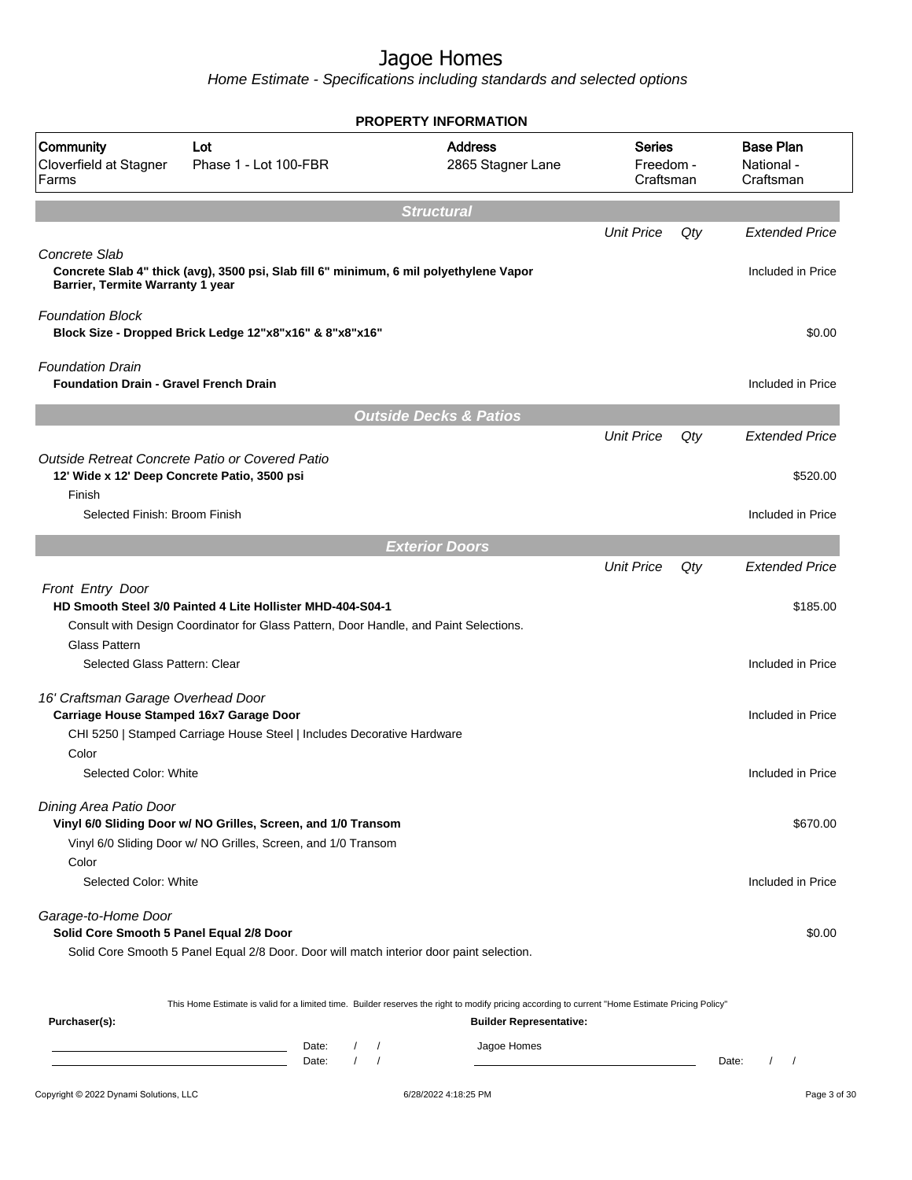# Jagoe Homes

*Home Estimate - Specifications including standards and selected options*

## PROPERTY INFORMATION

| Community | Lot | Address | Series | Base Plan |
|---|---|---|---|---|
| Cloverfield at Stagner Farms | Phase 1 - Lot 100-FBR | 2865 Stagner Lane | Freedom - Craftsman | National - Craftsman |

## Structural

| | Unit Price | Qty | Extended Price |
|---|---|---|---|
| *Concrete Slab* | | | |
| **Concrete Slab 4" thick (avg), 3500 psi, Slab fill 6" minimum, 6 mil polyethylene Vapor Barrier, Termite Warranty 1 year** | | | Included in Price |
| *Foundation Block* | | | |
| **Block Size - Dropped Brick Ledge 12"x8"x16" & 8"x8"x16"** | | | $0.00 |
| *Foundation Drain* | | | |
| **Foundation Drain - Gravel French Drain** | | | Included in Price |

## Outside Decks & Patios

| | Unit Price | Qty | Extended Price |
|---|---|---|---|
| *Outside Retreat Concrete Patio or Covered Patio* | | | |
| **12' Wide x 12' Deep Concrete Patio, 3500 psi** | | | $520.00 |
| Finish | | | |
| Selected Finish: Broom Finish | | | Included in Price |

## Exterior Doors

| | Unit Price | Qty | Extended Price |
|---|---|---|---|
| *Front Entry Door* | | | |
| **HD Smooth Steel 3/0 Painted 4 Lite Hollister MHD-404-S04-1** | | | $185.00 |
| Consult with Design Coordinator for Glass Pattern, Door Handle, and Paint Selections. | | | |
| Glass Pattern | | | |
| Selected Glass Pattern: Clear | | | Included in Price |
| *16' Craftsman Garage Overhead Door* | | | |
| **Carriage House Stamped 16x7 Garage Door** | | | Included in Price |
| CHI 5250 \| Stamped Carriage House Steel \| Includes Decorative Hardware | | | |
| Color | | | |
| Selected Color: White | | | Included in Price |
| *Dining Area Patio Door* | | | |
| **Vinyl 6/0 Sliding Door w/ NO Grilles, Screen, and 1/0 Transom** | | | $670.00 |
| Vinyl 6/0 Sliding Door w/ NO Grilles, Screen, and 1/0 Transom | | | |
| Color | | | |
| Selected Color: White | | | Included in Price |
| *Garage-to-Home Door* | | | |
| **Solid Core Smooth 5 Panel Equal 2/8 Door** | | | $0.00 |
| Solid Core Smooth 5 Panel Equal 2/8 Door. Door will match interior door paint selection. | | | |

This Home Estimate is valid for a limited time. Builder reserves the right to modify pricing according to current "Home Estimate Pricing Policy"

**Purchaser(s):** **Builder Representative:**

Date: / / Jagoe Homes

Date: / / Date: / /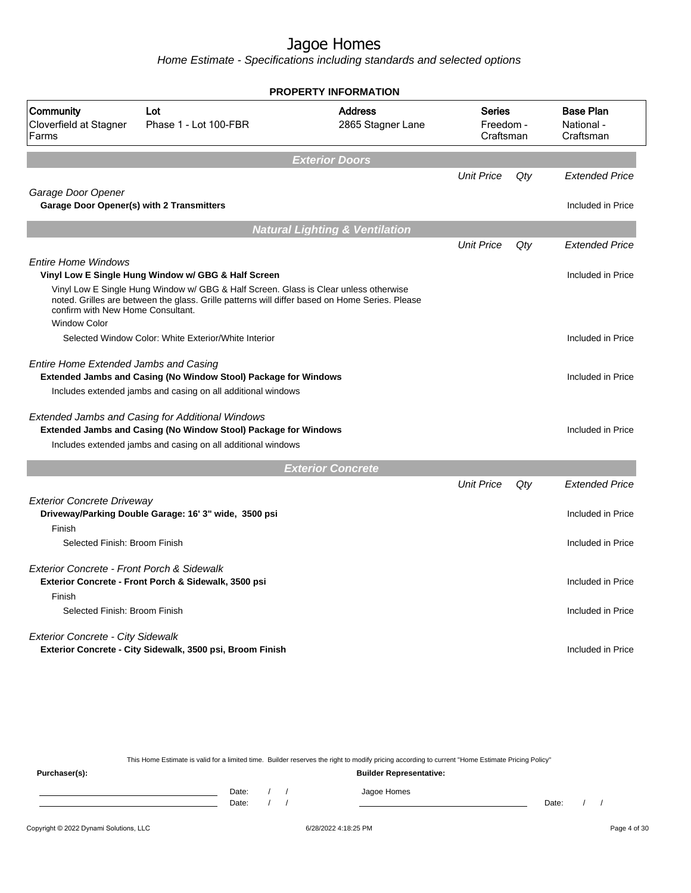# Jagoe Homes

*Home Estimate - Specifications including standards and selected options*

## PROPERTY INFORMATION

| Community | Lot | Address | Series | Base Plan |
|---|---|---|---|---|
| Cloverfield at Stagner Farms | Phase 1 - Lot 100-FBR | 2865 Stagner Lane | Freedom - Craftsman | National - Craftsman |

## *Exterior Doors*

| | Unit Price | Qty | Extended Price |
|---|---|---|---|
| *Garage Door Opener* | | | |
| **Garage Door Opener(s) with 2 Transmitters** | | | Included in Price |

## *Natural Lighting & Ventilation*

| | Unit Price | Qty | Extended Price |
|---|---|---|---|
| *Entire Home Windows* | | | |
| **Vinyl Low E Single Hung Window w/ GBG & Half Screen** | | | Included in Price |
| Vinyl Low E Single Hung Window w/ GBG & Half Screen. Glass is Clear unless otherwise noted. Grilles are between the glass. Grille patterns will differ based on Home Series. Please confirm with New Home Consultant. | | | |
| Window Color | | | |
| Selected Window Color: White Exterior/White Interior | | | Included in Price |
| *Entire Home Extended Jambs and Casing* | | | |
| **Extended Jambs and Casing (No Window Stool) Package for Windows** | | | Included in Price |
| Includes extended jambs and casing on all additional windows | | | |
| *Extended Jambs and Casing for Additional Windows* | | | |
| **Extended Jambs and Casing (No Window Stool) Package for Windows** | | | Included in Price |
| Includes extended jambs and casing on all additional windows | | | |

## *Exterior Concrete*

| | Unit Price | Qty | Extended Price |
|---|---|---|---|
| *Exterior Concrete Driveway* | | | |
| **Driveway/Parking Double Garage: 16' 3" wide, 3500 psi** | | | Included in Price |
| Finish | | | |
| Selected Finish: Broom Finish | | | Included in Price |
| *Exterior Concrete - Front Porch & Sidewalk* | | | |
| **Exterior Concrete - Front Porch & Sidewalk, 3500 psi** | | | Included in Price |
| Finish | | | |
| Selected Finish: Broom Finish | | | Included in Price |
| *Exterior Concrete - City Sidewalk* | | | |
| **Exterior Concrete - City Sidewalk, 3500 psi, Broom Finish** | | | Included in Price |

This Home Estimate is valid for a limited time. Builder reserves the right to modify pricing according to current "Home Estimate Pricing Policy"

**Purchaser(s):** **Builder Representative:**

Date: / /
Date: / /

Jagoe Homes

Date: / /

Copyright © 2022 Dynami Solutions, LLC 6/28/2022 4:18:25 PM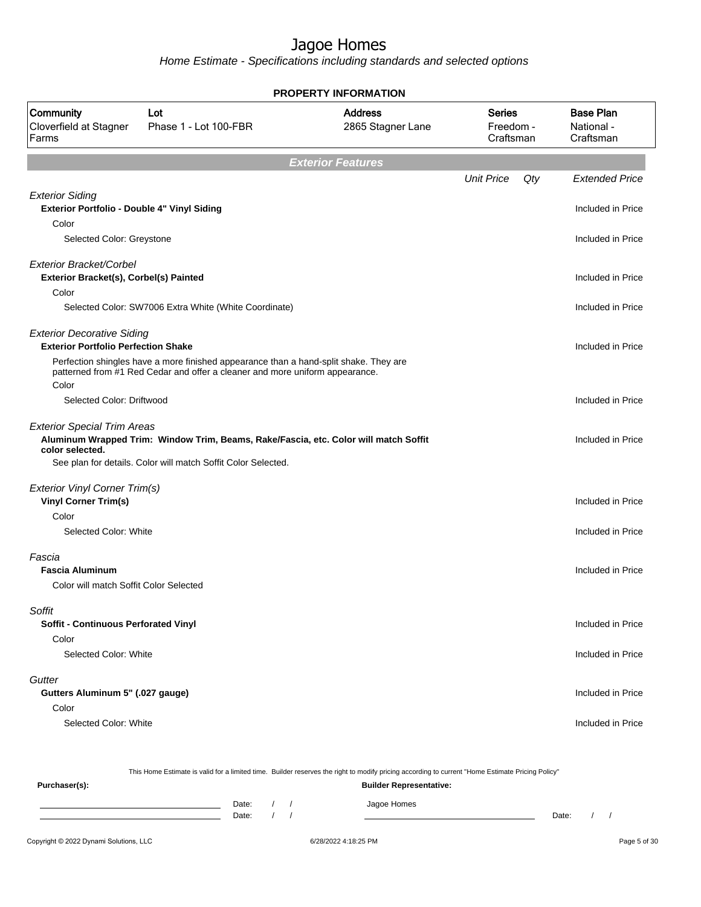# Jagoe Homes

Home Estimate - Specifications including standards and selected options

**PROPERTY INFORMATION**

| Community | Lot | Address | Series | Base Plan |
|---|---|---|---|---|
| Cloverfield at Stagner Farms | Phase 1 - Lot 100-FBR | 2865 Stagner Lane | Freedom - Craftsman | National - Craftsman |

## Exterior Features

| | Unit Price | Qty | Extended Price |
|---|---|---|---|
| *Exterior Siding* | | | |
| **Exterior Portfolio - Double 4" Vinyl Siding** | | | Included in Price |
| Color | | | |
| Selected Color: Greystone | | | Included in Price |
| *Exterior Bracket/Corbel* | | | |
| **Exterior Bracket(s), Corbel(s) Painted** | | | Included in Price |
| Color | | | |
| Selected Color: SW7006 Extra White (White Coordinate) | | | Included in Price |
| *Exterior Decorative Siding* | | | |
| **Exterior Portfolio Perfection Shake** | | | Included in Price |
| Perfection shingles have a more finished appearance than a hand-split shake. They are patterned from #1 Red Cedar and offer a cleaner and more uniform appearance. | | | |
| Color | | | |
| Selected Color: Driftwood | | | Included in Price |
| *Exterior Special Trim Areas* | | | |
| **Aluminum Wrapped Trim: Window Trim, Beams, Rake/Fascia, etc. Color will match Soffit color selected.** | | | Included in Price |
| See plan for details. Color will match Soffit Color Selected. | | | |
| *Exterior Vinyl Corner Trim(s)* | | | |
| **Vinyl Corner Trim(s)** | | | Included in Price |
| Color | | | |
| Selected Color: White | | | Included in Price |
| *Fascia* | | | |
| **Fascia Aluminum** | | | Included in Price |
| Color will match Soffit Color Selected | | | |
| *Soffit* | | | |
| **Soffit - Continuous Perforated Vinyl** | | | Included in Price |
| Color | | | |
| Selected Color: White | | | Included in Price |
| *Gutter* | | | |
| **Gutters Aluminum 5" (.027 gauge)** | | | Included in Price |
| Color | | | |
| Selected Color: White | | | Included in Price |

This Home Estimate is valid for a limited time. Builder reserves the right to modify pricing according to current "Home Estimate Pricing Policy"

**Purchaser(s):** **Builder Representative:**

Date: / / Jagoe Homes

Date: / / Date: / /

Copyright © 2022 Dynami Solutions, LLC 6/28/2022 4:18:25 PM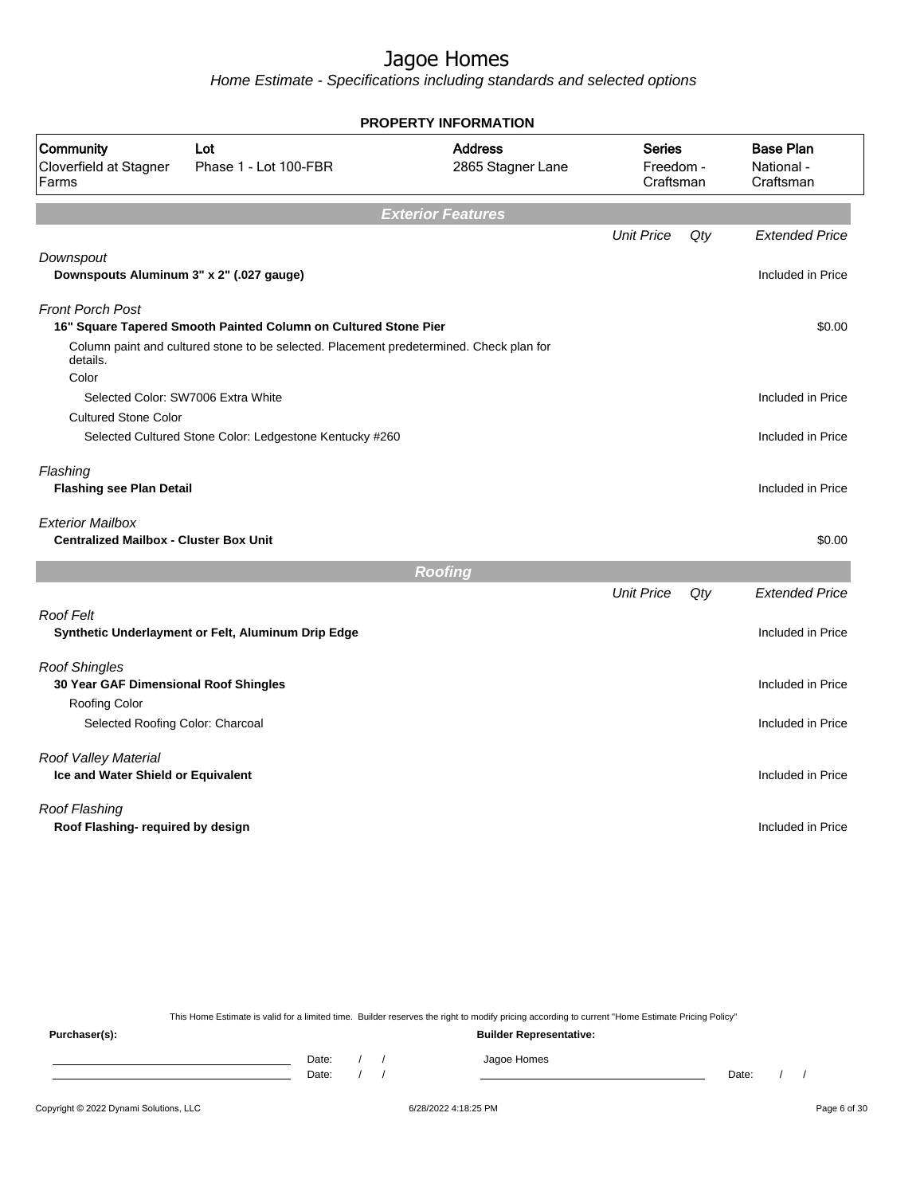# Jagoe Homes

*Home Estimate - Specifications including standards and selected options*

**PROPERTY INFORMATION**

| Community | Lot | Address | Series | Base Plan |
|---|---|---|---|---|
| Cloverfield at Stagner Farms | Phase 1 - Lot 100-FBR | 2865 Stagner Lane | Freedom - Craftsman | National - Craftsman |

## Exterior Features

| | Unit Price | Qty | Extended Price |
|---|---|---|---|
| *Downspout* | | | |
| **Downspouts Aluminum 3" x 2" (.027 gauge)** | | | Included in Price |
| *Front Porch Post* | | | |
| **16" Square Tapered Smooth Painted Column on Cultured Stone Pier** | | | $0.00 |
| Column paint and cultured stone to be selected. Placement predetermined. Check plan for details. | | | |
| Color | | | |
| Selected Color: SW7006 Extra White | | | Included in Price |
| Cultured Stone Color | | | |
| Selected Cultured Stone Color: Ledgestone Kentucky #260 | | | Included in Price |
| *Flashing* | | | |
| **Flashing see Plan Detail** | | | Included in Price |
| *Exterior Mailbox* | | | |
| **Centralized Mailbox - Cluster Box Unit** | | | $0.00 |

## Roofing

| | Unit Price | Qty | Extended Price |
|---|---|---|---|
| *Roof Felt* | | | |
| **Synthetic Underlayment or Felt, Aluminum Drip Edge** | | | Included in Price |
| *Roof Shingles* | | | |
| **30 Year GAF Dimensional Roof Shingles** | | | Included in Price |
| Roofing Color | | | |
| Selected Roofing Color: Charcoal | | | Included in Price |
| *Roof Valley Material* | | | |
| **Ice and Water Shield or Equivalent** | | | Included in Price |
| *Roof Flashing* | | | |
| **Roof Flashing- required by design** | | | Included in Price |

This Home Estimate is valid for a limited time. Builder reserves the right to modify pricing according to current "Home Estimate Pricing Policy"

**Purchaser(s):**

Date: / /

Date: / /

**Builder Representative:**

Jagoe Homes

Date: / /

Copyright © 2022 Dynami Solutions, LLC 6/28/2022 4:18:25 PM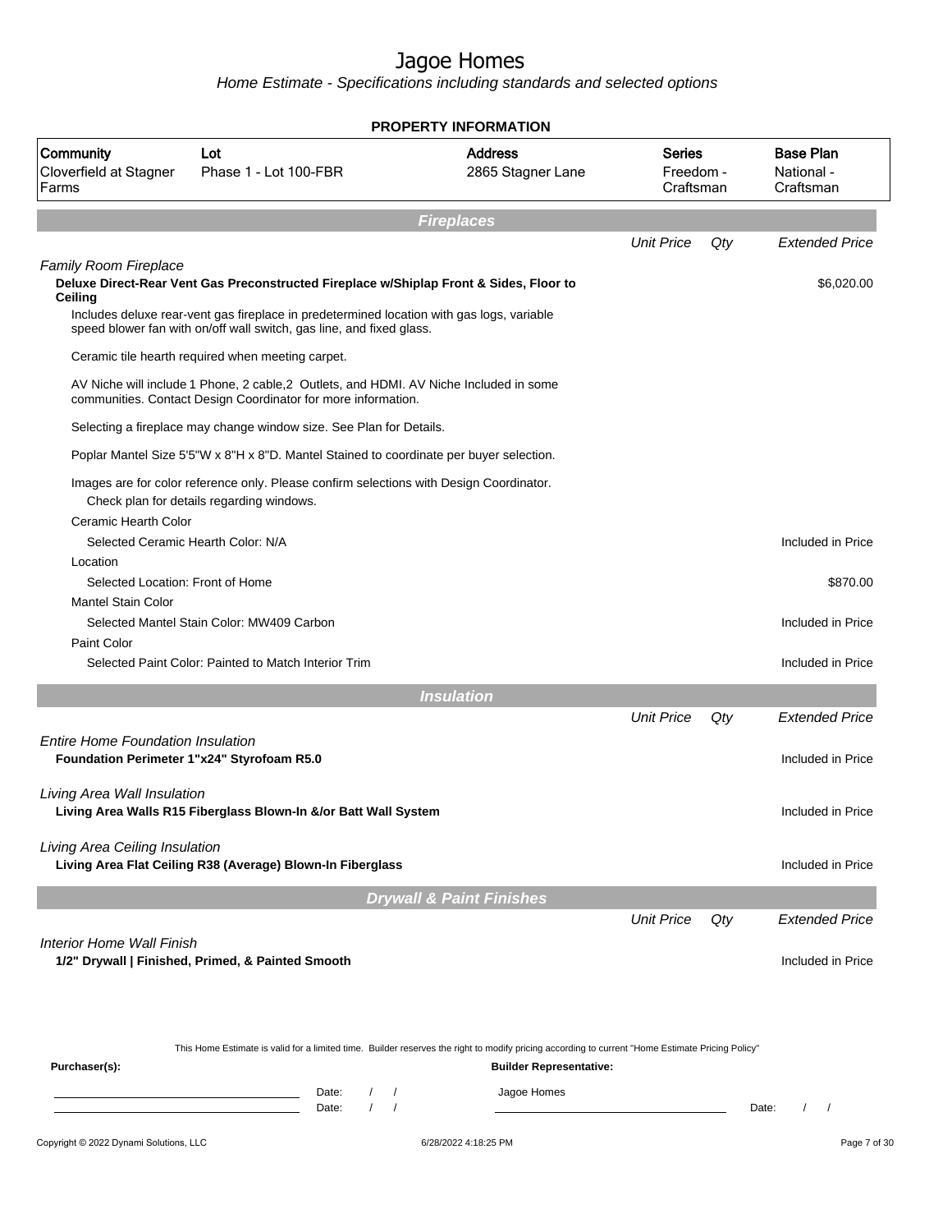# Jagoe Homes

*Home Estimate - Specifications including standards and selected options*

**PROPERTY INFORMATION**

| Community | Lot | Address | Series | Base Plan |
|---|---|---|---|---|
| Cloverfield at Stagner Farms | Phase 1 - Lot 100-FBR | 2865 Stagner Lane | Freedom - Craftsman | National - Craftsman |

## Fireplaces

| | Unit Price | Qty | Extended Price |
|---|---|---|---|
| *Family Room Fireplace* | | | |
| **Deluxe Direct-Rear Vent Gas Preconstructed Fireplace w/Shiplap Front & Sides, Floor to Ceiling** | | | $6,020.00 |
| Includes deluxe rear-vent gas fireplace in predetermined location with gas logs, variable speed blower fan with on/off wall switch, gas line, and fixed glass. | | | |
| Ceramic tile hearth required when meeting carpet. | | | |
| AV Niche will include 1 Phone, 2 cable,2 Outlets, and HDMI. AV Niche Included in some communities. Contact Design Coordinator for more information. | | | |
| Selecting a fireplace may change window size. See Plan for Details. | | | |
| Poplar Mantel Size 5'5"W x 8"H x 8"D. Mantel Stained to coordinate per buyer selection. | | | |
| Images are for color reference only. Please confirm selections with Design Coordinator. Check plan for details regarding windows. | | | |
| Ceramic Hearth Color | | | |
| Selected Ceramic Hearth Color: N/A | | | Included in Price |
| Location | | | |
| Selected Location: Front of Home | | | $870.00 |
| Mantel Stain Color | | | |
| Selected Mantel Stain Color: MW409 Carbon | | | Included in Price |
| Paint Color | | | |
| Selected Paint Color: Painted to Match Interior Trim | | | Included in Price |

## Insulation

| | Unit Price | Qty | Extended Price |
|---|---|---|---|
| *Entire Home Foundation Insulation* | | | |
| **Foundation Perimeter 1"x24" Styrofoam R5.0** | | | Included in Price |
| *Living Area Wall Insulation* | | | |
| **Living Area Walls R15 Fiberglass Blown-In &/or Batt Wall System** | | | Included in Price |
| *Living Area Ceiling Insulation* | | | |
| **Living Area Flat Ceiling R38 (Average) Blown-In Fiberglass** | | | Included in Price |

## Drywall & Paint Finishes

| | Unit Price | Qty | Extended Price |
|---|---|---|---|
| *Interior Home Wall Finish* | | | |
| **1/2" Drywall \| Finished, Primed, & Painted Smooth** | | | Included in Price |

This Home Estimate is valid for a limited time. Builder reserves the right to modify pricing according to current "Home Estimate Pricing Policy"

**Purchaser(s):** Date: / / Date: / /

**Builder Representative:** Jagoe Homes Date: / /

Copyright © 2022 Dynami Solutions, LLC 6/28/2022 4:18:25 PM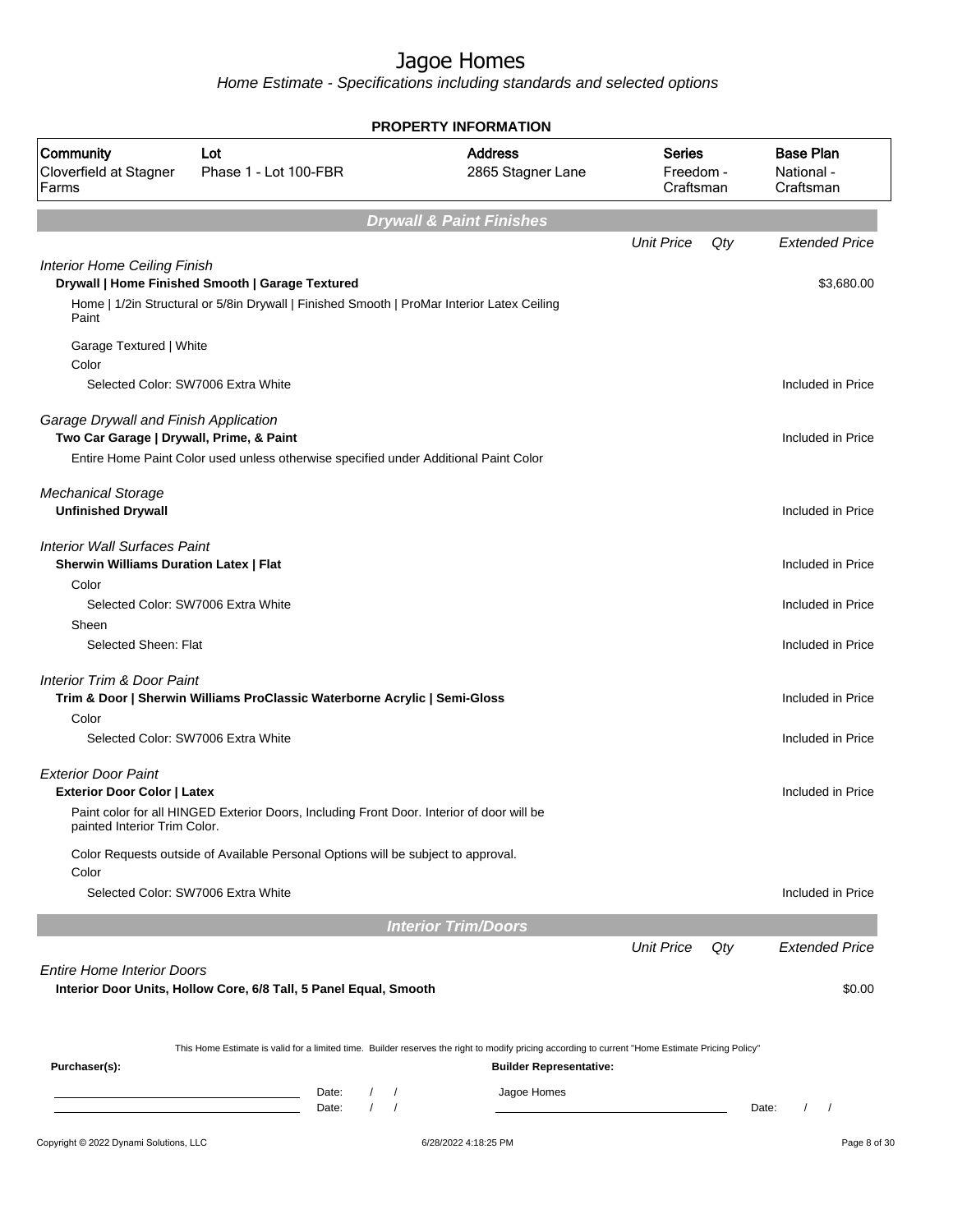# Jagoe Homes

*Home Estimate - Specifications including standards and selected options*

**PROPERTY INFORMATION**

| Community | Lot | Address | Series | Base Plan |
|---|---|---|---|---|
| Cloverfield at Stagner Farms | Phase 1 - Lot 100-FBR | 2865 Stagner Lane | Freedom - Craftsman | National - Craftsman |

## Drywall & Paint Finishes

| | Unit Price | Qty | Extended Price |
|---|---|---|---|
| *Interior Home Ceiling Finish* | | | |
| **Drywall \| Home Finished Smooth \| Garage Textured** | | | $3,680.00 |
| Home \| 1/2in Structural or 5/8in Drywall \| Finished Smooth \| ProMar Interior Latex Ceiling Paint | | | |
| Garage Textured \| White | | | |
| Color | | | |
| Selected Color: SW7006 Extra White | | | Included in Price |
| *Garage Drywall and Finish Application* | | | |
| **Two Car Garage \| Drywall, Prime, & Paint** | | | Included in Price |
| Entire Home Paint Color used unless otherwise specified under Additional Paint Color | | | |
| *Mechanical Storage* | | | |
| **Unfinished Drywall** | | | Included in Price |
| *Interior Wall Surfaces Paint* | | | |
| **Sherwin Williams Duration Latex \| Flat** | | | Included in Price |
| Color | | | |
| Selected Color: SW7006 Extra White | | | Included in Price |
| Sheen | | | |
| Selected Sheen: Flat | | | Included in Price |
| *Interior Trim & Door Paint* | | | |
| **Trim & Door \| Sherwin Williams ProClassic Waterborne Acrylic \| Semi-Gloss** | | | Included in Price |
| Color | | | |
| Selected Color: SW7006 Extra White | | | Included in Price |
| *Exterior Door Paint* | | | |
| **Exterior Door Color \| Latex** | | | Included in Price |
| Paint color for all HINGED Exterior Doors, Including Front Door. Interior of door will be painted Interior Trim Color. | | | |
| Color Requests outside of Available Personal Options will be subject to approval. | | | |
| Color | | | |
| Selected Color: SW7006 Extra White | | | Included in Price |

## Interior Trim/Doors

| | Unit Price | Qty | Extended Price |
|---|---|---|---|
| *Entire Home Interior Doors* | | | |
| **Interior Door Units, Hollow Core, 6/8 Tall, 5 Panel Equal, Smooth** | | | $0.00 |

This Home Estimate is valid for a limited time. Builder reserves the right to modify pricing according to current "Home Estimate Pricing Policy"

**Purchaser(s):**

______________________ Date: / /

______________________ Date: / /

**Builder Representative:**

Jagoe Homes

______________________ Date: / /

Copyright © 2022 Dynami Solutions, LLC 6/28/2022 4:18:25 PM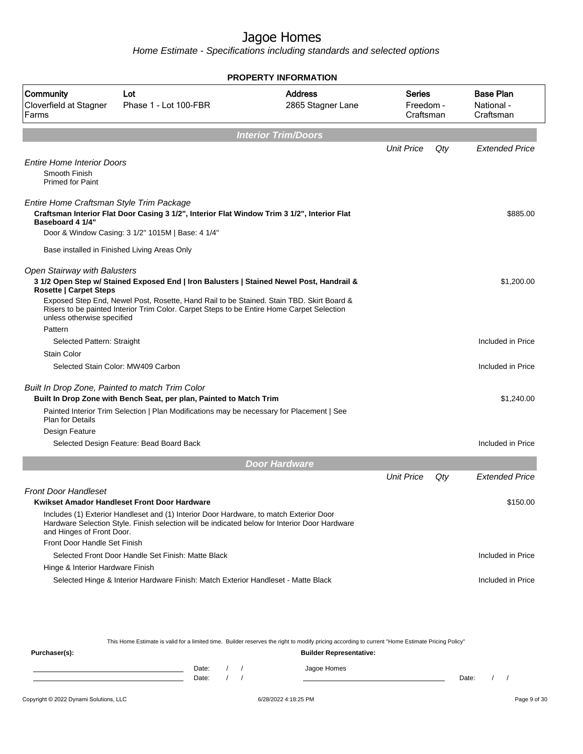# Jagoe Homes

*Home Estimate - Specifications including standards and selected options*

**PROPERTY INFORMATION**

| Community | Lot | Address | Series | Base Plan |
|---|---|---|---|---|
| Cloverfield at Stagner Farms | Phase 1 - Lot 100-FBR | 2865 Stagner Lane | Freedom - Craftsman | National - Craftsman |

## Interior Trim/Doors

| | Unit Price | Qty | Extended Price |
|---|---|---|---|
| *Entire Home Interior Doors* | | | |
| Smooth Finish<br>Primed for Paint | | | |
| *Entire Home Craftsman Style Trim Package* | | | |
| **Craftsman Interior Flat Door Casing 3 1/2", Interior Flat Window Trim 3 1/2", Interior Flat Baseboard 4 1/4"** | | | $885.00 |
| Door & Window Casing: 3 1/2" 1015M \| Base: 4 1/4" | | | |
| Base installed in Finished Living Areas Only | | | |
| *Open Stairway with Balusters* | | | |
| **3 1/2 Open Step w/ Stained Exposed End \| Iron Balusters \| Stained Newel Post, Handrail & Rosette \| Carpet Steps** | | | $1,200.00 |
| Exposed Step End, Newel Post, Rosette, Hand Rail to be Stained. Stain TBD. Skirt Board & Risers to be painted Interior Trim Color. Carpet Steps to be Entire Home Carpet Selection unless otherwise specified | | | |
| Pattern | | | |
| Selected Pattern: Straight | | | Included in Price |
| Stain Color | | | |
| Selected Stain Color: MW409 Carbon | | | Included in Price |
| *Built In Drop Zone, Painted to match Trim Color* | | | |
| **Built In Drop Zone with Bench Seat, per plan, Painted to Match Trim** | | | $1,240.00 |
| Painted Interior Trim Selection \| Plan Modifications may be necessary for Placement \| See Plan for Details | | | |
| Design Feature | | | |
| Selected Design Feature: Bead Board Back | | | Included in Price |

## Door Hardware

| | Unit Price | Qty | Extended Price |
|---|---|---|---|
| *Front Door Handleset* | | | |
| **Kwikset Amador Handleset Front Door Hardware** | | | $150.00 |
| Includes (1) Exterior Handleset and (1) Interior Door Hardware, to match Exterior Door Hardware Selection Style. Finish selection will be indicated below for Interior Door Hardware and Hinges of Front Door. | | | |
| Front Door Handle Set Finish | | | |
| Selected Front Door Handle Set Finish: Matte Black | | | Included in Price |
| Hinge & Interior Hardware Finish | | | |
| Selected Hinge & Interior Hardware Finish: Match Exterior Handleset - Matte Black | | | Included in Price |

This Home Estimate is valid for a limited time. Builder reserves the right to modify pricing according to current "Home Estimate Pricing Policy"

**Purchaser(s):** &nbsp;&nbsp;&nbsp;&nbsp; **Builder Representative:**

Date: / / &nbsp;&nbsp;&nbsp;&nbsp; Jagoe Homes

Date: / / &nbsp;&nbsp;&nbsp;&nbsp; Date: / /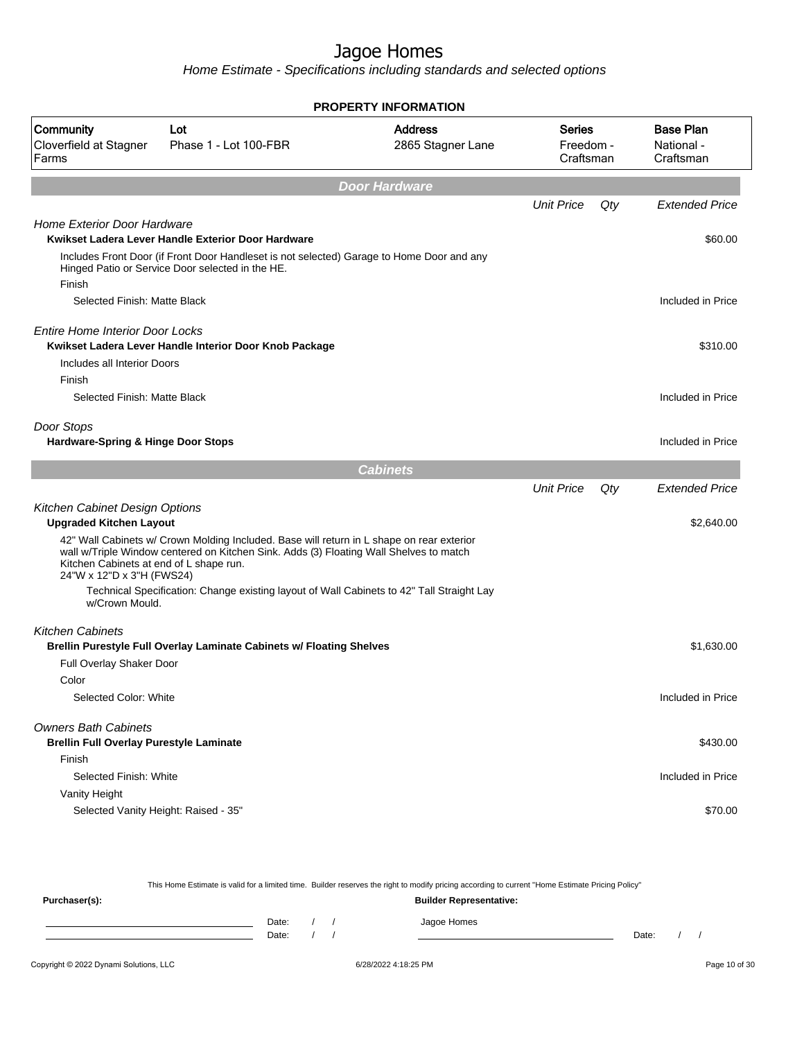# Jagoe Homes

*Home Estimate - Specifications including standards and selected options*

**PROPERTY INFORMATION**

| Community | Lot | Address | Series | Base Plan |
|---|---|---|---|---|
| Cloverfield at Stagner Farms | Phase 1 - Lot 100-FBR | 2865 Stagner Lane | Freedom - Craftsman | National - Craftsman |

## Door Hardware

| | Unit Price | Qty | Extended Price |
|---|---|---|---|
| *Home Exterior Door Hardware* | | | |
| **Kwikset Ladera Lever Handle Exterior Door Hardware** | | | $60.00 |
| Includes Front Door (if Front Door Handleset is not selected) Garage to Home Door and any Hinged Patio or Service Door selected in the HE. | | | |
| Finish | | | |
| Selected Finish: Matte Black | | | Included in Price |
| *Entire Home Interior Door Locks* | | | |
| **Kwikset Ladera Lever Handle Interior Door Knob Package** | | | $310.00 |
| Includes all Interior Doors | | | |
| Finish | | | |
| Selected Finish: Matte Black | | | Included in Price |
| *Door Stops* | | | |
| **Hardware-Spring & Hinge Door Stops** | | | Included in Price |

## Cabinets

| | Unit Price | Qty | Extended Price |
|---|---|---|---|
| *Kitchen Cabinet Design Options* | | | |
| **Upgraded Kitchen Layout** | | | $2,640.00 |
| 42" Wall Cabinets w/ Crown Molding Included. Base will return in L shape on rear exterior wall w/Triple Window centered on Kitchen Sink. Adds (3) Floating Wall Shelves to match Kitchen Cabinets at end of L shape run. 24"W x 12"D x 3"H (FWS24) | | | |
| Technical Specification: Change existing layout of Wall Cabinets to 42" Tall Straight Lay w/Crown Mould. | | | |
| *Kitchen Cabinets* | | | |
| **Brellin Purestyle Full Overlay Laminate Cabinets w/ Floating Shelves** | | | $1,630.00 |
| Full Overlay Shaker Door | | | |
| Color | | | |
| Selected Color: White | | | Included in Price |
| *Owners Bath Cabinets* | | | |
| **Brellin Full Overlay Purestyle Laminate** | | | $430.00 |
| Finish | | | |
| Selected Finish: White | | | Included in Price |
| Vanity Height | | | |
| Selected Vanity Height: Raised - 35" | | | $70.00 |

This Home Estimate is valid for a limited time. Builder reserves the right to modify pricing according to current "Home Estimate Pricing Policy"

**Purchaser(s):** ______________________ Date: / / 
______________________ Date: / /

**Builder Representative:** Jagoe Homes ______________________ Date: / /

Copyright © 2022 Dynami Solutions, LLC 6/28/2022 4:18:25 PM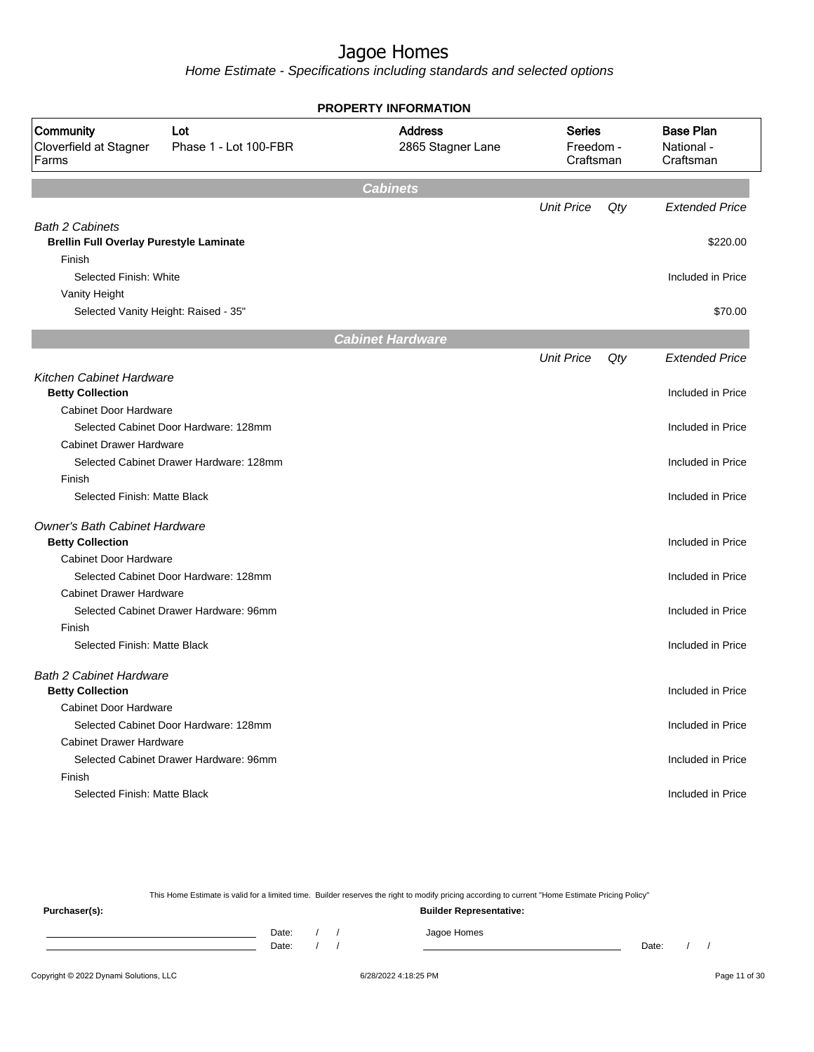# Jagoe Homes

*Home Estimate - Specifications including standards and selected options*

**PROPERTY INFORMATION**

| Community | Lot | Address | Series | Base Plan |
|---|---|---|---|---|
| Cloverfield at Stagner Farms | Phase 1 - Lot 100-FBR | 2865 Stagner Lane | Freedom - Craftsman | National - Craftsman |

## Cabinets

| | Unit Price | Qty | Extended Price |
|---|---|---|---|
| *Bath 2 Cabinets* | | | |
| **Brellin Full Overlay Purestyle Laminate** | | | $220.00 |
| Finish | | | |
| Selected Finish: White | | | Included in Price |
| Vanity Height | | | |
| Selected Vanity Height: Raised - 35" | | | $70.00 |

## Cabinet Hardware

| | Unit Price | Qty | Extended Price |
|---|---|---|---|
| *Kitchen Cabinet Hardware* | | | |
| **Betty Collection** | | | Included in Price |
| Cabinet Door Hardware | | | |
| Selected Cabinet Door Hardware: 128mm | | | Included in Price |
| Cabinet Drawer Hardware | | | |
| Selected Cabinet Drawer Hardware: 128mm | | | Included in Price |
| Finish | | | |
| Selected Finish: Matte Black | | | Included in Price |
| *Owner's Bath Cabinet Hardware* | | | |
| **Betty Collection** | | | Included in Price |
| Cabinet Door Hardware | | | |
| Selected Cabinet Door Hardware: 128mm | | | Included in Price |
| Cabinet Drawer Hardware | | | |
| Selected Cabinet Drawer Hardware: 96mm | | | Included in Price |
| Finish | | | |
| Selected Finish: Matte Black | | | Included in Price |
| *Bath 2 Cabinet Hardware* | | | |
| **Betty Collection** | | | Included in Price |
| Cabinet Door Hardware | | | |
| Selected Cabinet Door Hardware: 128mm | | | Included in Price |
| Cabinet Drawer Hardware | | | |
| Selected Cabinet Drawer Hardware: 96mm | | | Included in Price |
| Finish | | | |
| Selected Finish: Matte Black | | | Included in Price |

This Home Estimate is valid for a limited time. Builder reserves the right to modify pricing according to current "Home Estimate Pricing Policy"

**Purchaser(s):** Date: / / Date: / /

**Builder Representative:** Jagoe Homes Date: / /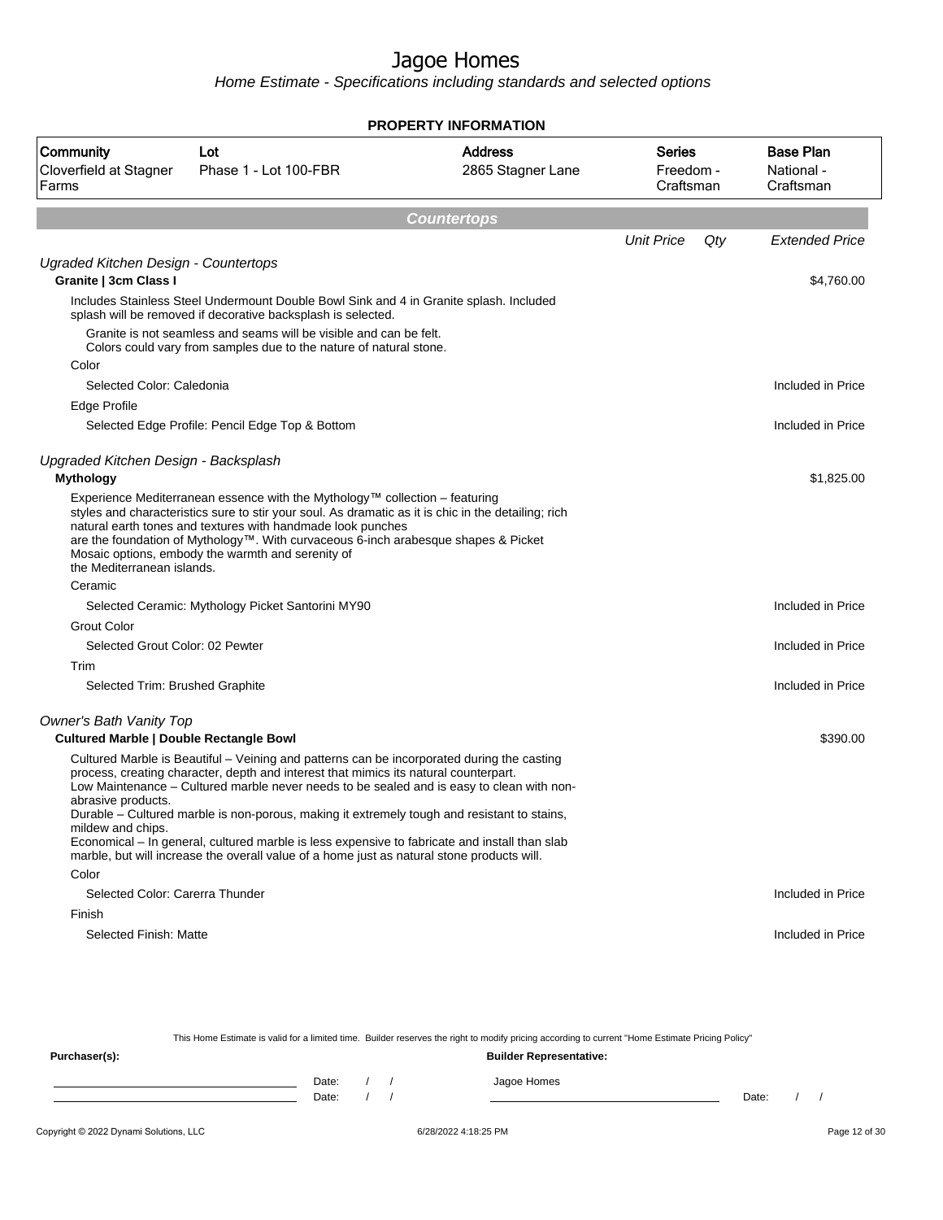# Jagoe Homes

*Home Estimate - Specifications including standards and selected options*

**PROPERTY INFORMATION**

| Community | Lot | Address | Series | Base Plan |
|---|---|---|---|---|
| Cloverfield at Stagner Farms | Phase 1 - Lot 100-FBR | 2865 Stagner Lane | Freedom - Craftsman | National - Craftsman |

## Countertops

| | Unit Price | Qty | Extended Price |
|---|---|---|---|
| *Ugraded Kitchen Design - Countertops* | | | |
| **Granite \| 3cm Class I** | | | $4,760.00 |
| Includes Stainless Steel Undermount Double Bowl Sink and 4 in Granite splash. Included splash will be removed if decorative backsplash is selected. | | | |
| Granite is not seamless and seams will be visible and can be felt. Colors could vary from samples due to the nature of natural stone. | | | |
| Color | | | |
| Selected Color: Caledonia | | | Included in Price |
| Edge Profile | | | |
| Selected Edge Profile: Pencil Edge Top & Bottom | | | Included in Price |
| *Upgraded Kitchen Design - Backsplash* | | | |
| **Mythology** | | | $1,825.00 |
| Experience Mediterranean essence with the Mythology™ collection – featuring styles and characteristics sure to stir your soul. As dramatic as it is chic in the detailing; rich natural earth tones and textures with handmade look punches are the foundation of Mythology™. With curvaceous 6-inch arabesque shapes & Picket Mosaic options, embody the warmth and serenity of the Mediterranean islands. | | | |
| Ceramic | | | |
| Selected Ceramic: Mythology Picket Santorini MY90 | | | Included in Price |
| Grout Color | | | |
| Selected Grout Color: 02 Pewter | | | Included in Price |
| Trim | | | |
| Selected Trim: Brushed Graphite | | | Included in Price |
| *Owner's Bath Vanity Top* | | | |
| **Cultured Marble \| Double Rectangle Bowl** | | | $390.00 |
| Cultured Marble is Beautiful – Veining and patterns can be incorporated during the casting process, creating character, depth and interest that mimics its natural counterpart. Low Maintenance – Cultured marble never needs to be sealed and is easy to clean with non-abrasive products. Durable – Cultured marble is non-porous, making it extremely tough and resistant to stains, mildew and chips. Economical – In general, cultured marble is less expensive to fabricate and install than slab marble, but will increase the overall value of a home just as natural stone products will. | | | |
| Color | | | |
| Selected Color: Carerra Thunder | | | Included in Price |
| Finish | | | |
| Selected Finish: Matte | | | Included in Price |

This Home Estimate is valid for a limited time. Builder reserves the right to modify pricing according to current "Home Estimate Pricing Policy"

**Purchaser(s):**

Date: / /

Date: / /

**Builder Representative:**

Jagoe Homes

Date: / /

Copyright © 2022 Dynami Solutions, LLC

6/28/2022 4:18:25 PM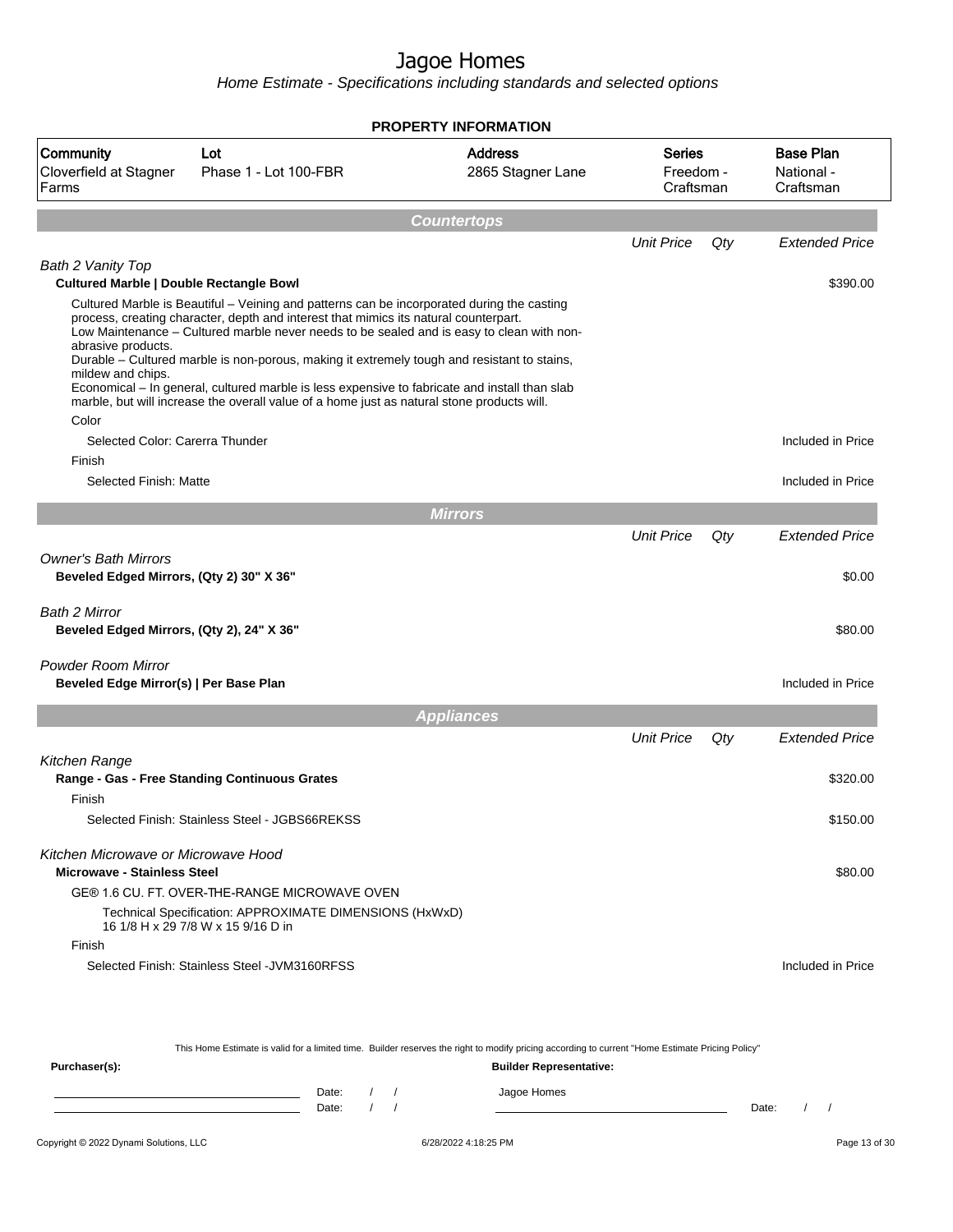# Jagoe Homes

*Home Estimate - Specifications including standards and selected options*

**PROPERTY INFORMATION**

| Community | Lot | Address | Series | Base Plan |
|---|---|---|---|---|
| Cloverfield at Stagner Farms | Phase 1 - Lot 100-FBR | 2865 Stagner Lane | Freedom - Craftsman | National - Craftsman |

## Countertops

| | Unit Price | Qty | Extended Price |
|---|---|---|---|
| *Bath 2 Vanity Top* | | | |
| **Cultured Marble \| Double Rectangle Bowl** | | | $390.00 |
| Cultured Marble is Beautiful – Veining and patterns can be incorporated during the casting process, creating character, depth and interest that mimics its natural counterpart. Low Maintenance – Cultured marble never needs to be sealed and is easy to clean with non-abrasive products. Durable – Cultured marble is non-porous, making it extremely tough and resistant to stains, mildew and chips. Economical – In general, cultured marble is less expensive to fabricate and install than slab marble, but will increase the overall value of a home just as natural stone products will. | | | |
| Color | | | |
| Selected Color: Carerra Thunder | | | Included in Price |
| Finish | | | |
| Selected Finish: Matte | | | Included in Price |

## Mirrors

| | Unit Price | Qty | Extended Price |
|---|---|---|---|
| *Owner's Bath Mirrors* | | | |
| **Beveled Edged Mirrors, (Qty 2) 30" X 36"** | | | $0.00 |
| *Bath 2 Mirror* | | | |
| **Beveled Edged Mirrors, (Qty 2), 24" X 36"** | | | $80.00 |
| *Powder Room Mirror* | | | |
| **Beveled Edge Mirror(s) \| Per Base Plan** | | | Included in Price |

## Appliances

| | Unit Price | Qty | Extended Price |
|---|---|---|---|
| *Kitchen Range* | | | |
| **Range - Gas - Free Standing Continuous Grates** | | | $320.00 |
| Finish | | | |
| Selected Finish: Stainless Steel - JGBS66REKSS | | | $150.00 |
| *Kitchen Microwave or Microwave Hood* | | | |
| **Microwave - Stainless Steel** | | | $80.00 |
| GE® 1.6 CU. FT. OVER-THE-RANGE MICROWAVE OVEN | | | |
| Technical Specification: APPROXIMATE DIMENSIONS (HxWxD) 16 1/8 H x 29 7/8 W x 15 9/16 D in | | | |
| Finish | | | |
| Selected Finish: Stainless Steel -JVM3160RFSS | | | Included in Price |

This Home Estimate is valid for a limited time. Builder reserves the right to modify pricing according to current "Home Estimate Pricing Policy"

**Purchaser(s):** ______________________ Date: / /
______________________ Date: / /

**Builder Representative:** Jagoe Homes ______________________ Date: / /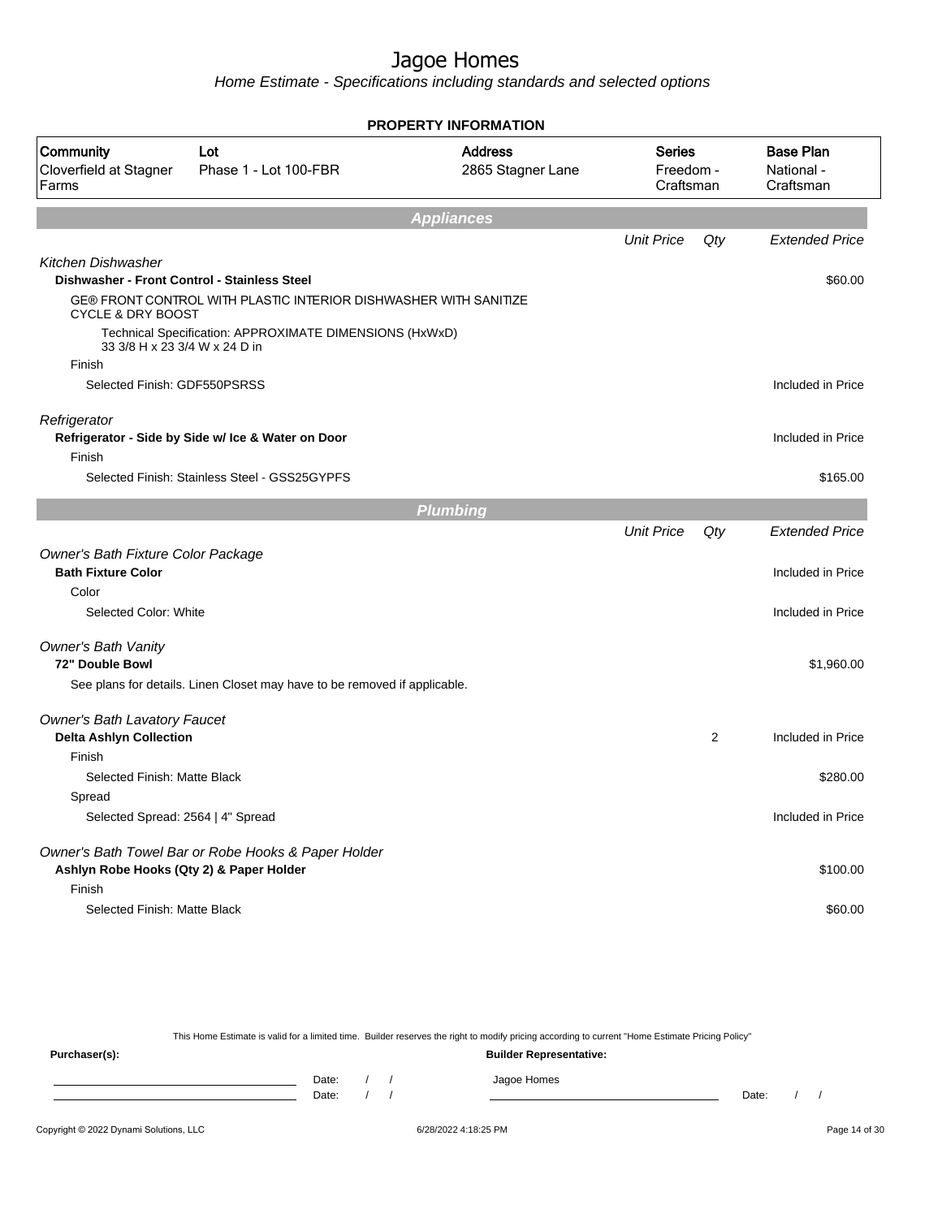# Jagoe Homes

*Home Estimate - Specifications including standards and selected options*

**PROPERTY INFORMATION**

| Community | Lot | Address | Series | Base Plan |
|---|---|---|---|---|
| Cloverfield at Stagner Farms | Phase 1 - Lot 100-FBR | 2865 Stagner Lane | Freedom - Craftsman | National - Craftsman |

## Appliances

| | Unit Price | Qty | Extended Price |
|---|---|---|---|
| *Kitchen Dishwasher* | | | |
| **Dishwasher - Front Control - Stainless Steel** | | | $60.00 |
| GE® FRONT CONTROL WITH PLASTIC INTERIOR DISHWASHER WITH SANITIZE CYCLE & DRY BOOST | | | |
| Technical Specification: APPROXIMATE DIMENSIONS (HxWxD) 33 3/8 H x 23 3/4 W x 24 D in | | | |
| Finish | | | |
| Selected Finish: GDF550PSRSS | | | Included in Price |
| *Refrigerator* | | | |
| **Refrigerator - Side by Side w/ Ice & Water on Door** | | | Included in Price |
| Finish | | | |
| Selected Finish: Stainless Steel - GSS25GYPFS | | | $165.00 |

## Plumbing

| | Unit Price | Qty | Extended Price |
|---|---|---|---|
| *Owner's Bath Fixture Color Package* | | | |
| **Bath Fixture Color** | | | Included in Price |
| Color | | | |
| Selected Color: White | | | Included in Price |
| *Owner's Bath Vanity* | | | |
| **72" Double Bowl** | | | $1,960.00 |
| See plans for details. Linen Closet may have to be removed if applicable. | | | |
| *Owner's Bath Lavatory Faucet* | | | |
| **Delta Ashlyn Collection** | | 2 | Included in Price |
| Finish | | | |
| Selected Finish: Matte Black | | | $280.00 |
| Spread | | | |
| Selected Spread: 2564 \| 4" Spread | | | Included in Price |
| *Owner's Bath Towel Bar or Robe Hooks & Paper Holder* | | | |
| **Ashlyn Robe Hooks (Qty 2) & Paper Holder** | | | $100.00 |
| Finish | | | |
| Selected Finish: Matte Black | | | $60.00 |

This Home Estimate is valid for a limited time. Builder reserves the right to modify pricing according to current "Home Estimate Pricing Policy"

**Purchaser(s):** Date: / / Date: / /

**Builder Representative:** Jagoe Homes Date: / /

Copyright © 2022 Dynami Solutions, LLC — 6/28/2022 4:18:25 PM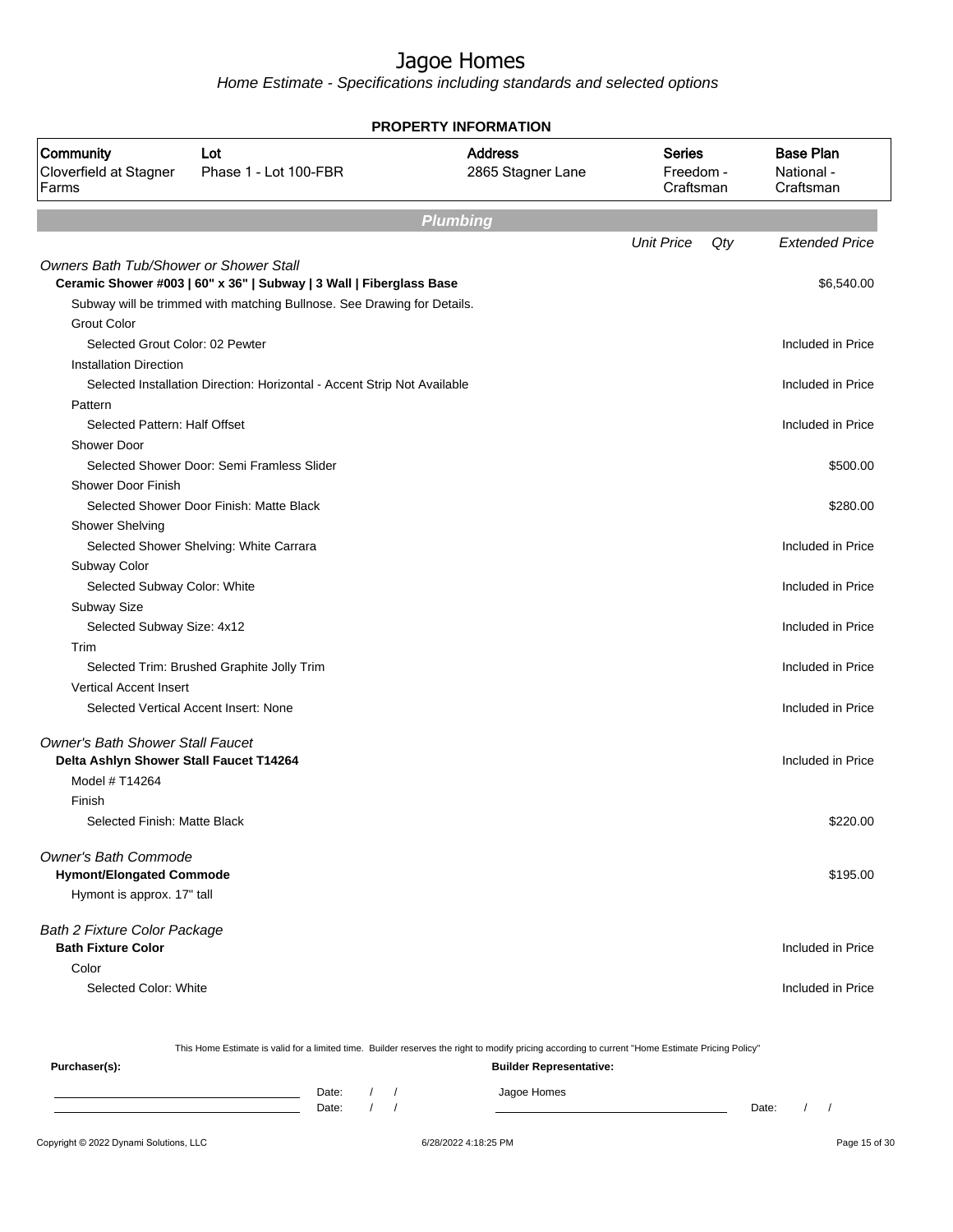# Jagoe Homes

*Home Estimate - Specifications including standards and selected options*

**PROPERTY INFORMATION**

| Community | Lot | Address | Series | Base Plan |
|---|---|---|---|---|
| Cloverfield at Stagner Farms | Phase 1 - Lot 100-FBR | 2865 Stagner Lane | Freedom - Craftsman | National - Craftsman |

## Plumbing

| | Unit Price | Qty | Extended Price |
|---|---|---|---|
| *Owners Bath Tub/Shower or Shower Stall* | | | |
| **Ceramic Shower #003 \| 60" x 36" \| Subway \| 3 Wall \| Fiberglass Base** | | | $6,540.00 |
| Subway will be trimmed with matching Bullnose. See Drawing for Details. | | | |
| Grout Color | | | |
| Selected Grout Color: 02 Pewter | | | Included in Price |
| Installation Direction | | | |
| Selected Installation Direction: Horizontal - Accent Strip Not Available | | | Included in Price |
| Pattern | | | |
| Selected Pattern: Half Offset | | | Included in Price |
| Shower Door | | | |
| Selected Shower Door: Semi Framless Slider | | | $500.00 |
| Shower Door Finish | | | |
| Selected Shower Door Finish: Matte Black | | | $280.00 |
| Shower Shelving | | | |
| Selected Shower Shelving: White Carrara | | | Included in Price |
| Subway Color | | | |
| Selected Subway Color: White | | | Included in Price |
| Subway Size | | | |
| Selected Subway Size: 4x12 | | | Included in Price |
| Trim | | | |
| Selected Trim: Brushed Graphite Jolly Trim | | | Included in Price |
| Vertical Accent Insert | | | |
| Selected Vertical Accent Insert: None | | | Included in Price |
| *Owner's Bath Shower Stall Faucet* | | | |
| **Delta Ashlyn Shower Stall Faucet T14264** | | | Included in Price |
| Model # T14264 | | | |
| Finish | | | |
| Selected Finish: Matte Black | | | $220.00 |
| *Owner's Bath Commode* | | | |
| **Hymont/Elongated Commode** | | | $195.00 |
| Hymont is approx. 17" tall | | | |
| *Bath 2 Fixture Color Package* | | | |
| **Bath Fixture Color** | | | Included in Price |
| Color | | | |
| Selected Color: White | | | Included in Price |

This Home Estimate is valid for a limited time. Builder reserves the right to modify pricing according to current "Home Estimate Pricing Policy"

**Purchaser(s):** Date: / / Date: / /

**Builder Representative:** Jagoe Homes Date: / /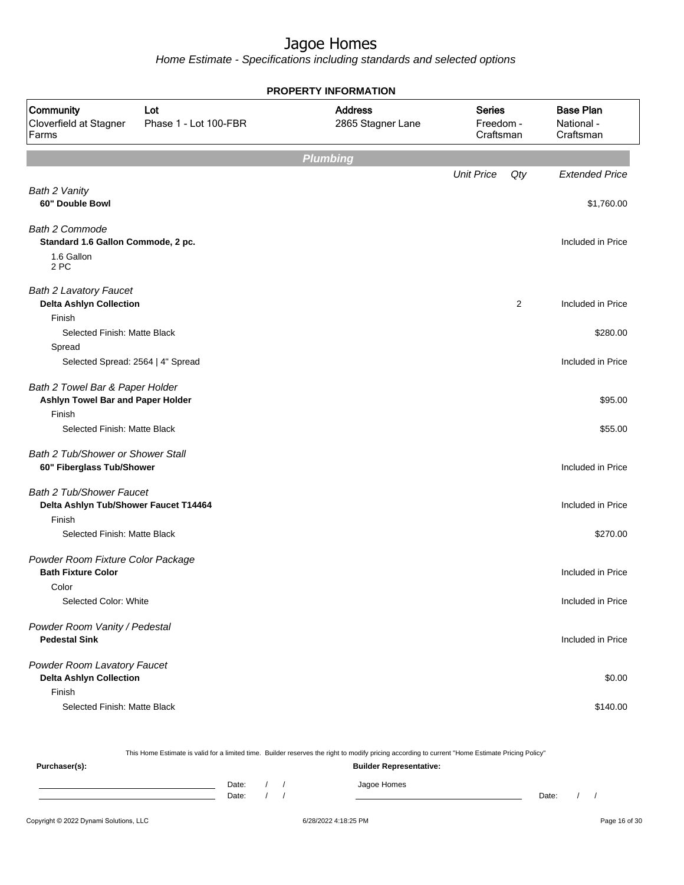# Jagoe Homes

*Home Estimate - Specifications including standards and selected options*

**PROPERTY INFORMATION**

| Community | Lot | Address | Series | Base Plan |
|---|---|---|---|---|
| Cloverfield at Stagner Farms | Phase 1 - Lot 100-FBR | 2865 Stagner Lane | Freedom - Craftsman | National - Craftsman |

## Plumbing

| | Unit Price | Qty | Extended Price |
|---|---|---|---|
| *Bath 2 Vanity* | | | |
| **60" Double Bowl** | | | $1,760.00 |
| *Bath 2 Commode* | | | |
| **Standard 1.6 Gallon Commode, 2 pc.** | | | Included in Price |
| 1.6 Gallon<br>2 PC | | | |
| *Bath 2 Lavatory Faucet* | | | |
| **Delta Ashlyn Collection** | | 2 | Included in Price |
| Finish | | | |
| Selected Finish: Matte Black | | | $280.00 |
| Spread | | | |
| Selected Spread: 2564 \| 4" Spread | | | Included in Price |
| *Bath 2 Towel Bar & Paper Holder* | | | |
| **Ashlyn Towel Bar and Paper Holder** | | | $95.00 |
| Finish | | | |
| Selected Finish: Matte Black | | | $55.00 |
| *Bath 2 Tub/Shower or Shower Stall* | | | |
| **60" Fiberglass Tub/Shower** | | | Included in Price |
| *Bath 2 Tub/Shower Faucet* | | | |
| **Delta Ashlyn Tub/Shower Faucet T14464** | | | Included in Price |
| Finish | | | |
| Selected Finish: Matte Black | | | $270.00 |
| *Powder Room Fixture Color Package* | | | |
| **Bath Fixture Color** | | | Included in Price |
| Color | | | |
| Selected Color: White | | | Included in Price |
| *Powder Room Vanity / Pedestal* | | | |
| **Pedestal Sink** | | | Included in Price |
| *Powder Room Lavatory Faucet* | | | |
| **Delta Ashlyn Collection** | | | $0.00 |
| Finish | | | |
| Selected Finish: Matte Black | | | $140.00 |

This Home Estimate is valid for a limited time. Builder reserves the right to modify pricing according to current "Home Estimate Pricing Policy"

**Purchaser(s):** **Builder Representative:**

Date: / / Jagoe Homes

Date: / / Date: / /

Copyright © 2022 Dynami Solutions, LLC 6/28/2022 4:18:25 PM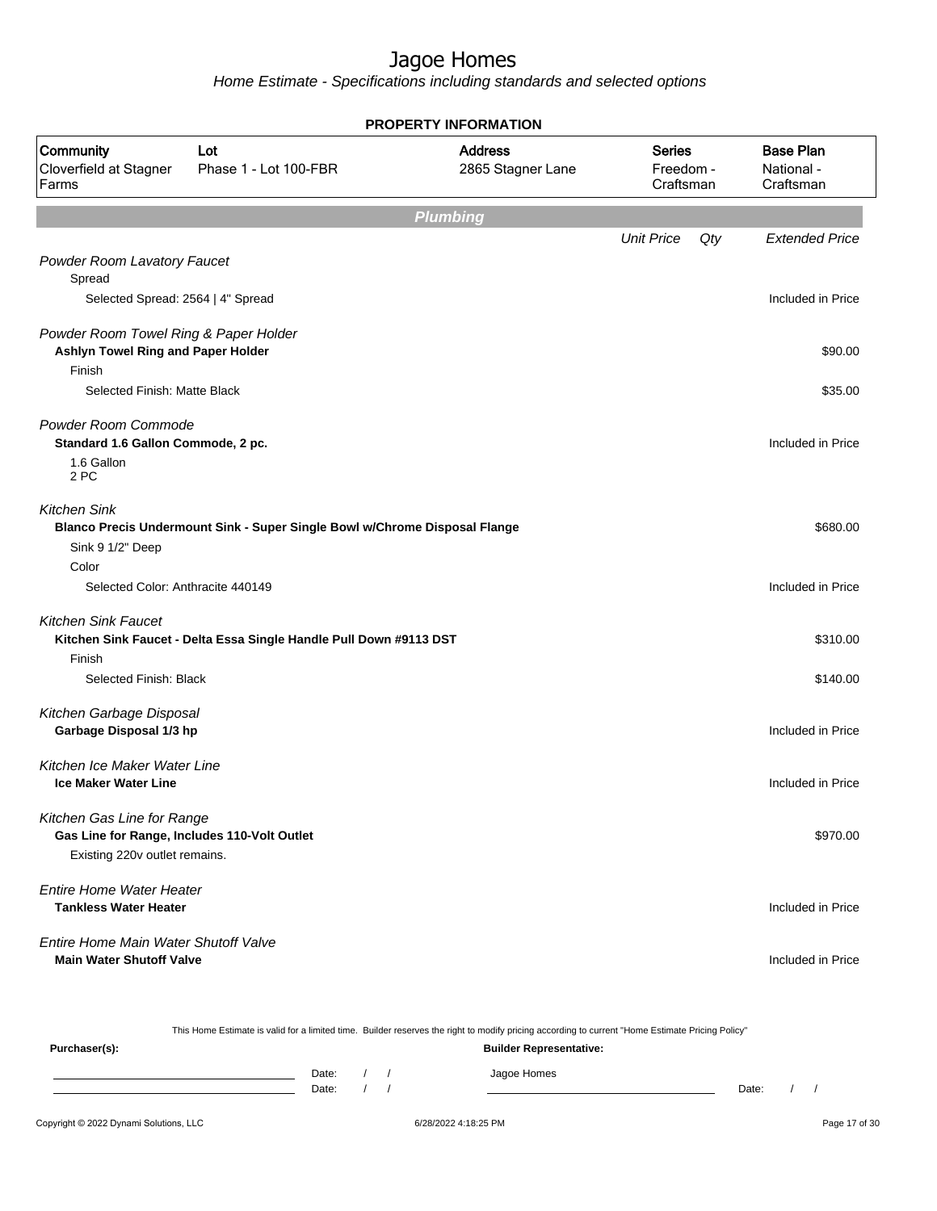# Jagoe Homes

*Home Estimate - Specifications including standards and selected options*

**PROPERTY INFORMATION**

| Community | Lot | Address | Series | Base Plan |
|---|---|---|---|---|
| Cloverfield at Stagner Farms | Phase 1 - Lot 100-FBR | 2865 Stagner Lane | Freedom - Craftsman | National - Craftsman |

## Plumbing

| | Unit Price | Qty | Extended Price |
|---|---|---|---|
| *Powder Room Lavatory Faucet* | | | |
| Spread | | | |
| Selected Spread: 2564 \| 4" Spread | | | Included in Price |
| *Powder Room Towel Ring & Paper Holder* | | | |
| **Ashlyn Towel Ring and Paper Holder** | | | $90.00 |
| Finish | | | |
| Selected Finish: Matte Black | | | $35.00 |
| *Powder Room Commode* | | | |
| **Standard 1.6 Gallon Commode, 2 pc.** | | | Included in Price |
| 1.6 Gallon 2 PC | | | |
| *Kitchen Sink* | | | |
| **Blanco Precis Undermount Sink - Super Single Bowl w/Chrome Disposal Flange** | | | $680.00 |
| Sink 9 1/2" Deep | | | |
| Color | | | |
| Selected Color: Anthracite 440149 | | | Included in Price |
| *Kitchen Sink Faucet* | | | |
| **Kitchen Sink Faucet - Delta Essa Single Handle Pull Down #9113 DST** | | | $310.00 |
| Finish | | | |
| Selected Finish: Black | | | $140.00 |
| *Kitchen Garbage Disposal* | | | |
| **Garbage Disposal 1/3 hp** | | | Included in Price |
| *Kitchen Ice Maker Water Line* | | | |
| **Ice Maker Water Line** | | | Included in Price |
| *Kitchen Gas Line for Range* | | | |
| **Gas Line for Range, Includes 110-Volt Outlet** | | | $970.00 |
| Existing 220v outlet remains. | | | |
| *Entire Home Water Heater* | | | |
| **Tankless Water Heater** | | | Included in Price |
| *Entire Home Main Water Shutoff Valve* | | | |
| **Main Water Shutoff Valve** | | | Included in Price |

This Home Estimate is valid for a limited time. Builder reserves the right to modify pricing according to current "Home Estimate Pricing Policy"

**Purchaser(s):** Date: / / Date: / /

**Builder Representative:** Jagoe Homes Date: / /

Copyright © 2022 Dynami Solutions, LLC 6/28/2022 4:18:25 PM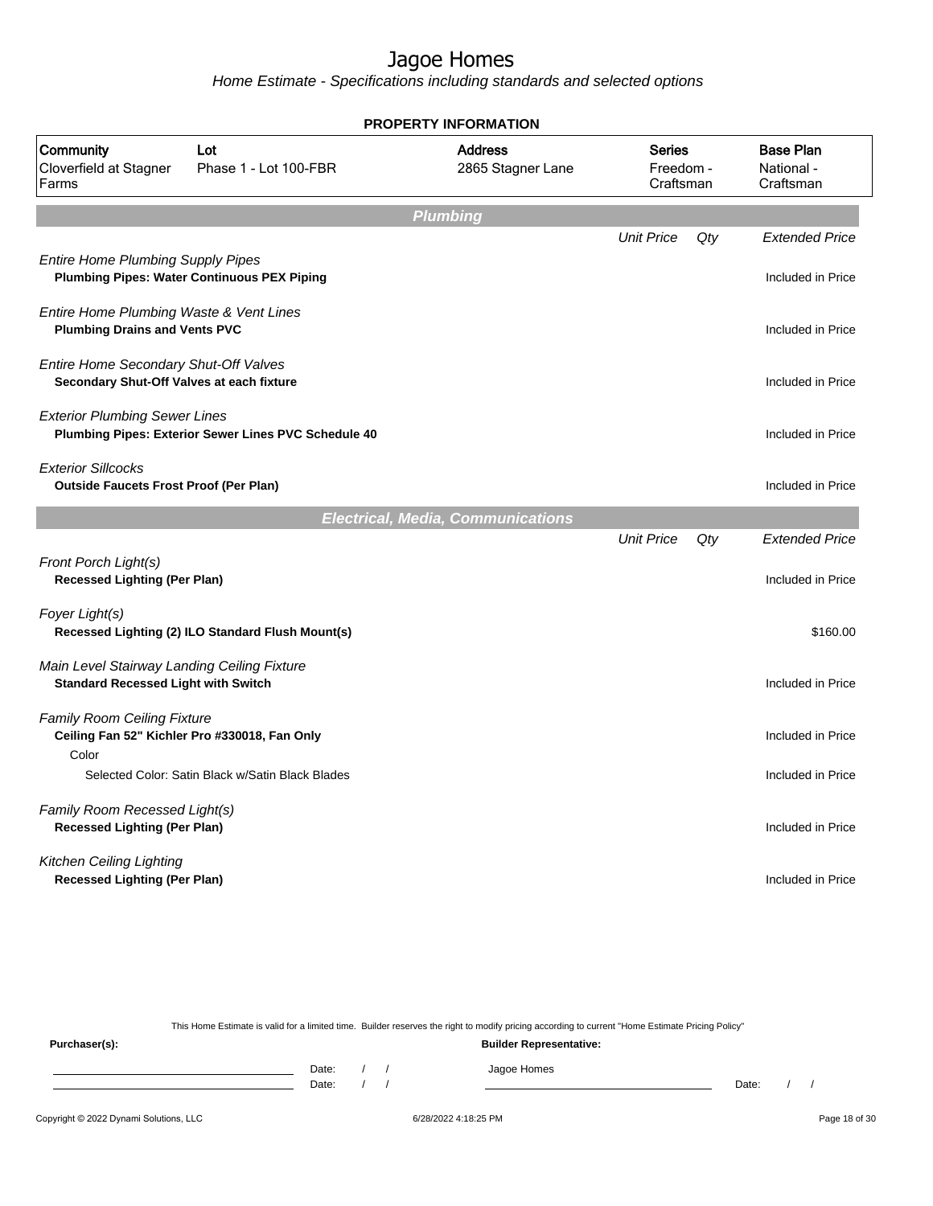# Jagoe Homes

*Home Estimate - Specifications including standards and selected options*

**PROPERTY INFORMATION**

| Community | Lot | Address | Series | Base Plan |
|---|---|---|---|---|
| Cloverfield at Stagner Farms | Phase 1 - Lot 100-FBR | 2865 Stagner Lane | Freedom - Craftsman | National - Craftsman |

## Plumbing

| | Unit Price | Qty | Extended Price |
|---|---|---|---|
| *Entire Home Plumbing Supply Pipes* | | | |
| **Plumbing Pipes: Water Continuous PEX Piping** | | | Included in Price |
| *Entire Home Plumbing Waste & Vent Lines* | | | |
| **Plumbing Drains and Vents PVC** | | | Included in Price |
| *Entire Home Secondary Shut-Off Valves* | | | |
| **Secondary Shut-Off Valves at each fixture** | | | Included in Price |
| *Exterior Plumbing Sewer Lines* | | | |
| **Plumbing Pipes: Exterior Sewer Lines PVC Schedule 40** | | | Included in Price |
| *Exterior Sillcocks* | | | |
| **Outside Faucets Frost Proof (Per Plan)** | | | Included in Price |

## Electrical, Media, Communications

| | Unit Price | Qty | Extended Price |
|---|---|---|---|
| *Front Porch Light(s)* | | | |
| **Recessed Lighting (Per Plan)** | | | Included in Price |
| *Foyer Light(s)* | | | |
| **Recessed Lighting (2) ILO Standard Flush Mount(s)** | | | $160.00 |
| *Main Level Stairway Landing Ceiling Fixture* | | | |
| **Standard Recessed Light with Switch** | | | Included in Price |
| *Family Room Ceiling Fixture* | | | |
| **Ceiling Fan 52" Kichler Pro #330018, Fan Only** | | | Included in Price |
| Color | | | |
| Selected Color: Satin Black w/Satin Black Blades | | | Included in Price |
| *Family Room Recessed Light(s)* | | | |
| **Recessed Lighting (Per Plan)** | | | Included in Price |
| *Kitchen Ceiling Lighting* | | | |
| **Recessed Lighting (Per Plan)** | | | Included in Price |

This Home Estimate is valid for a limited time. Builder reserves the right to modify pricing according to current "Home Estimate Pricing Policy"

**Purchaser(s):**

Date: / /

Date: / /

**Builder Representative:**

Jagoe Homes

Date: / /

Copyright © 2022 Dynami Solutions, LLC — 6/28/2022 4:18:25 PM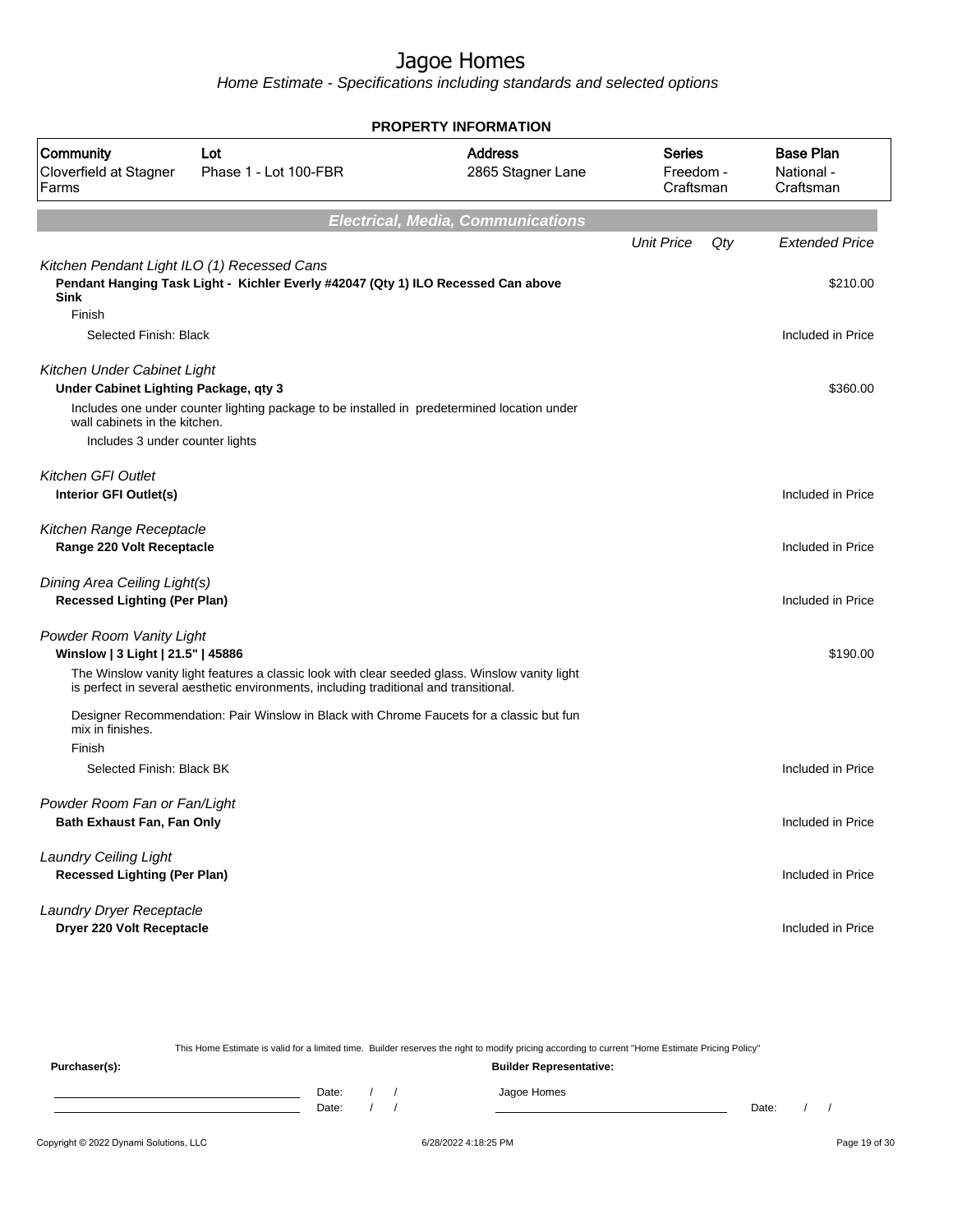# Jagoe Homes

*Home Estimate - Specifications including standards and selected options*

**PROPERTY INFORMATION**

| Community | Lot | Address | Series | Base Plan |
|---|---|---|---|---|
| Cloverfield at Stagner Farms | Phase 1 - Lot 100-FBR | 2865 Stagner Lane | Freedom - Craftsman | National - Craftsman |

## Electrical, Media, Communications

| | Unit Price | Qty | Extended Price |
|---|---|---|---|
| *Kitchen Pendant Light ILO (1) Recessed Cans* | | | |
| **Pendant Hanging Task Light - Kichler Everly #42047 (Qty 1) ILO Recessed Can above Sink** | | | $210.00 |
| Finish | | | |
| Selected Finish: Black | | | Included in Price |
| *Kitchen Under Cabinet Light* | | | |
| **Under Cabinet Lighting Package, qty 3** | | | $360.00 |
| Includes one under counter lighting package to be installed in predetermined location under wall cabinets in the kitchen. | | | |
| Includes 3 under counter lights | | | |
| *Kitchen GFI Outlet* | | | |
| **Interior GFI Outlet(s)** | | | Included in Price |
| *Kitchen Range Receptacle* | | | |
| **Range 220 Volt Receptacle** | | | Included in Price |
| *Dining Area Ceiling Light(s)* | | | |
| **Recessed Lighting (Per Plan)** | | | Included in Price |
| *Powder Room Vanity Light* | | | |
| **Winslow \| 3 Light \| 21.5" \| 45886** | | | $190.00 |
| The Winslow vanity light features a classic look with clear seeded glass. Winslow vanity light is perfect in several aesthetic environments, including traditional and transitional. | | | |
| Designer Recommendation: Pair Winslow in Black with Chrome Faucets for a classic but fun mix in finishes. | | | |
| Finish | | | |
| Selected Finish: Black BK | | | Included in Price |
| *Powder Room Fan or Fan/Light* | | | |
| **Bath Exhaust Fan, Fan Only** | | | Included in Price |
| *Laundry Ceiling Light* | | | |
| **Recessed Lighting (Per Plan)** | | | Included in Price |
| *Laundry Dryer Receptacle* | | | |
| **Dryer 220 Volt Receptacle** | | | Included in Price |

This Home Estimate is valid for a limited time. Builder reserves the right to modify pricing according to current "Home Estimate Pricing Policy"

**Purchaser(s):** Date: / / Date: / /

**Builder Representative:** Jagoe Homes Date: / /

Copyright © 2022 Dynami Solutions, LLC 6/28/2022 4:18:25 PM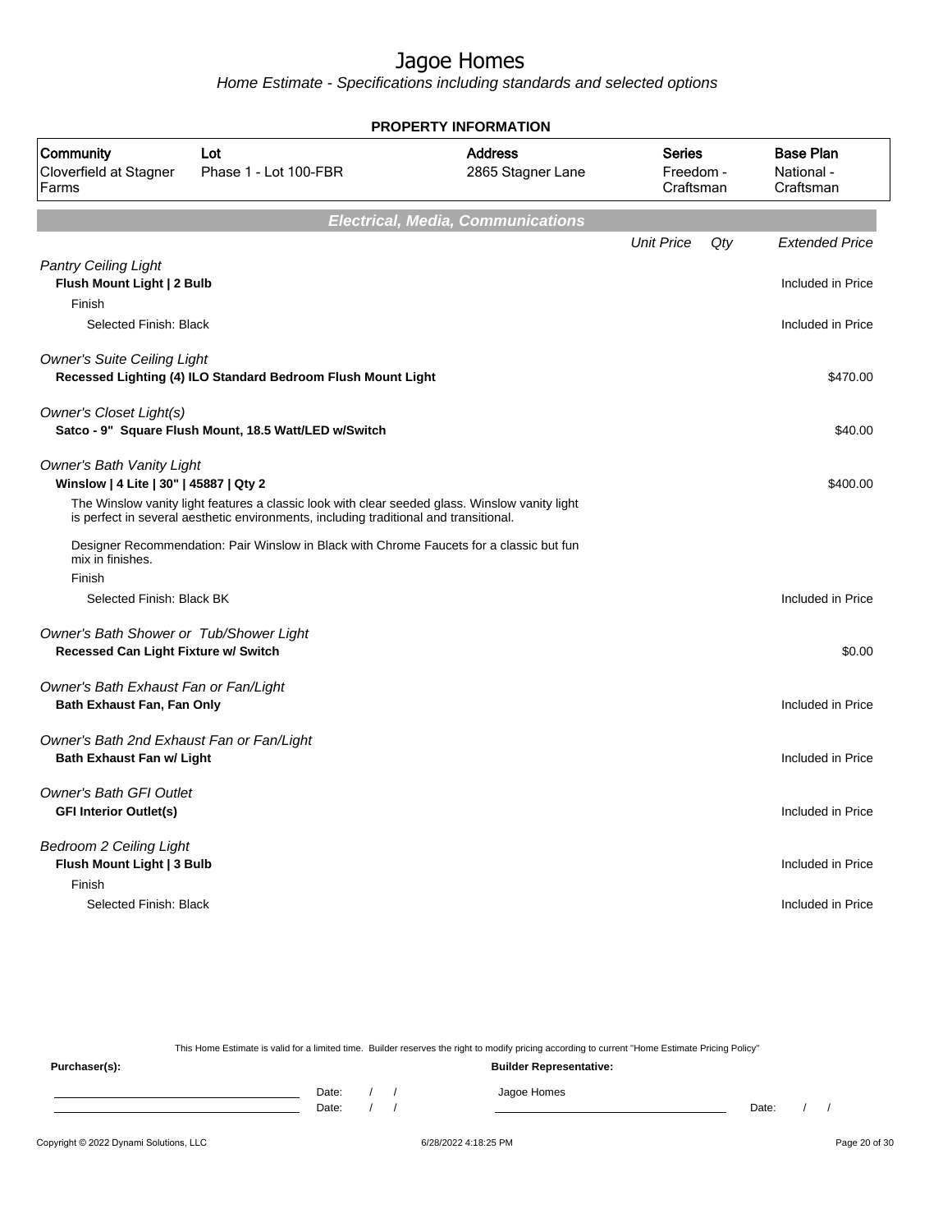# Jagoe Homes

*Home Estimate - Specifications including standards and selected options*

**PROPERTY INFORMATION**

| Community | Lot | Address | Series | Base Plan |
|---|---|---|---|---|
| Cloverfield at Stagner Farms | Phase 1 - Lot 100-FBR | 2865 Stagner Lane | Freedom - Craftsman | National - Craftsman |

## *Electrical, Media, Communications*

| | Unit Price | Qty | Extended Price |
|---|---|---|---|
| *Pantry Ceiling Light* | | | |
| **Flush Mount Light \| 2 Bulb** | | | Included in Price |
| Finish | | | |
| Selected Finish: Black | | | Included in Price |
| *Owner's Suite Ceiling Light* | | | |
| **Recessed Lighting (4) ILO Standard Bedroom Flush Mount Light** | | | $470.00 |
| *Owner's Closet Light(s)* | | | |
| **Satco - 9" Square Flush Mount, 18.5 Watt/LED w/Switch** | | | $40.00 |
| *Owner's Bath Vanity Light* | | | |
| **Winslow \| 4 Lite \| 30" \| 45887 \| Qty 2** | | | $400.00 |
| The Winslow vanity light features a classic look with clear seeded glass. Winslow vanity light is perfect in several aesthetic environments, including traditional and transitional. | | | |
| Designer Recommendation: Pair Winslow in Black with Chrome Faucets for a classic but fun mix in finishes. | | | |
| Finish | | | |
| Selected Finish: Black BK | | | Included in Price |
| *Owner's Bath Shower or Tub/Shower Light* | | | |
| **Recessed Can Light Fixture w/ Switch** | | | $0.00 |
| *Owner's Bath Exhaust Fan or Fan/Light* | | | |
| **Bath Exhaust Fan, Fan Only** | | | Included in Price |
| *Owner's Bath 2nd Exhaust Fan or Fan/Light* | | | |
| **Bath Exhaust Fan w/ Light** | | | Included in Price |
| *Owner's Bath GFI Outlet* | | | |
| **GFI Interior Outlet(s)** | | | Included in Price |
| *Bedroom 2 Ceiling Light* | | | |
| **Flush Mount Light \| 3 Bulb** | | | Included in Price |
| Finish | | | |
| Selected Finish: Black | | | Included in Price |

This Home Estimate is valid for a limited time. Builder reserves the right to modify pricing according to current "Home Estimate Pricing Policy"

**Purchaser(s):** Date: / / Date: / /

**Builder Representative:** Jagoe Homes Date: / /

Copyright © 2022 Dynami Solutions, LLC 6/28/2022 4:18:25 PM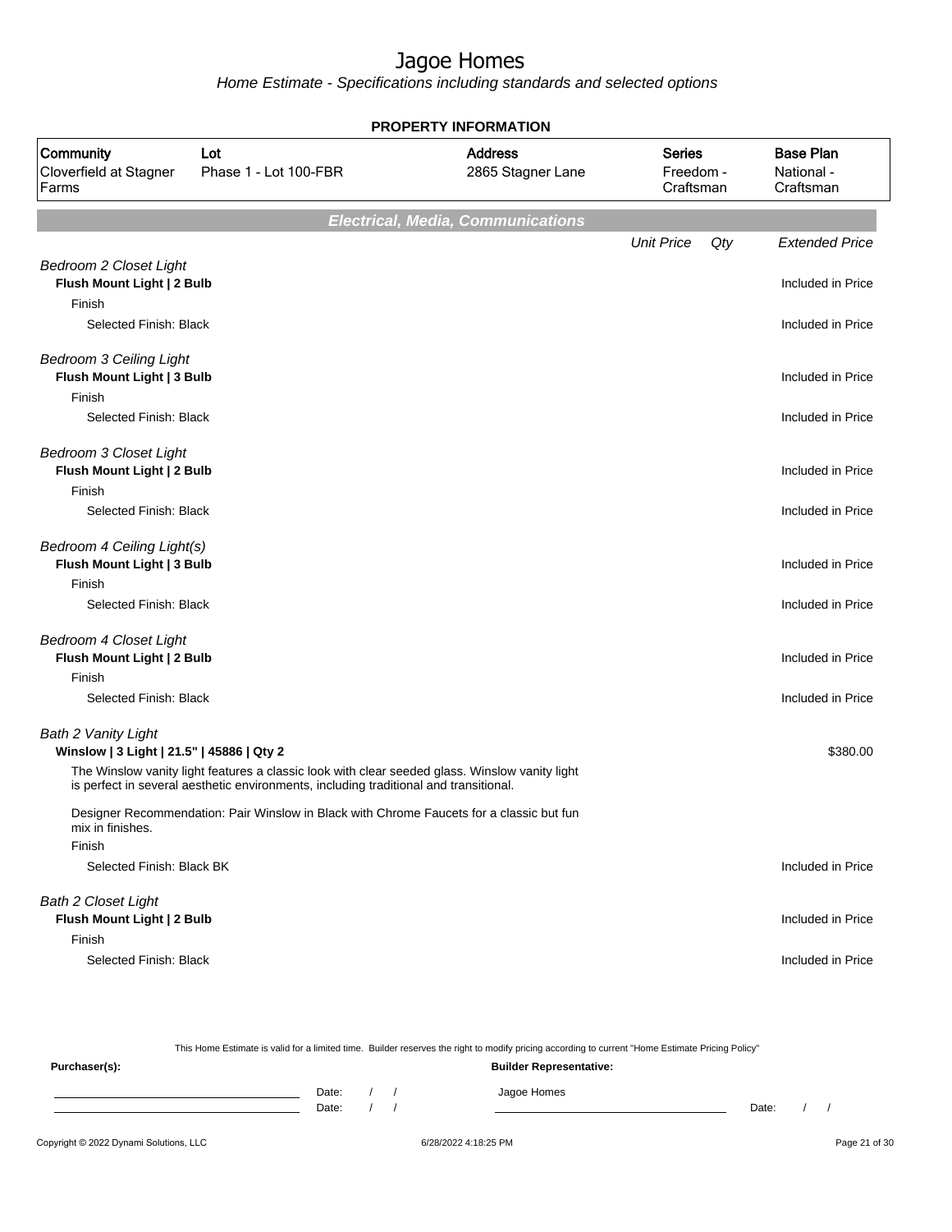# Jagoe Homes

*Home Estimate - Specifications including standards and selected options*

**PROPERTY INFORMATION**

| Community | Lot | Address | Series | Base Plan |
|---|---|---|---|---|
| Cloverfield at Stagner Farms | Phase 1 - Lot 100-FBR | 2865 Stagner Lane | Freedom - Craftsman | National - Craftsman |

## *Electrical, Media, Communications*

| | Unit Price | Qty | Extended Price |
|---|---|---|---|
| *Bedroom 2 Closet Light* | | | |
| **Flush Mount Light \| 2 Bulb** | | | Included in Price |
| Finish | | | |
| Selected Finish: Black | | | Included in Price |
| *Bedroom 3 Ceiling Light* | | | |
| **Flush Mount Light \| 3 Bulb** | | | Included in Price |
| Finish | | | |
| Selected Finish: Black | | | Included in Price |
| *Bedroom 3 Closet Light* | | | |
| **Flush Mount Light \| 2 Bulb** | | | Included in Price |
| Finish | | | |
| Selected Finish: Black | | | Included in Price |
| *Bedroom 4 Ceiling Light(s)* | | | |
| **Flush Mount Light \| 3 Bulb** | | | Included in Price |
| Finish | | | |
| Selected Finish: Black | | | Included in Price |
| *Bedroom 4 Closet Light* | | | |
| **Flush Mount Light \| 2 Bulb** | | | Included in Price |
| Finish | | | |
| Selected Finish: Black | | | Included in Price |
| *Bath 2 Vanity Light* | | | |
| **Winslow \| 3 Light \| 21.5" \| 45886 \| Qty 2** | | | $380.00 |
| The Winslow vanity light features a classic look with clear seeded glass. Winslow vanity light is perfect in several aesthetic environments, including traditional and transitional. | | | |
| Designer Recommendation: Pair Winslow in Black with Chrome Faucets for a classic but fun mix in finishes. | | | |
| Finish | | | |
| Selected Finish: Black BK | | | Included in Price |
| *Bath 2 Closet Light* | | | |
| **Flush Mount Light \| 2 Bulb** | | | Included in Price |
| Finish | | | |
| Selected Finish: Black | | | Included in Price |

This Home Estimate is valid for a limited time. Builder reserves the right to modify pricing according to current "Home Estimate Pricing Policy"

**Purchaser(s):**

Date: / /

Date: / /

**Builder Representative:**

Jagoe Homes

Date: / /

Copyright © 2022 Dynami Solutions, LLC — 6/28/2022 4:18:25 PM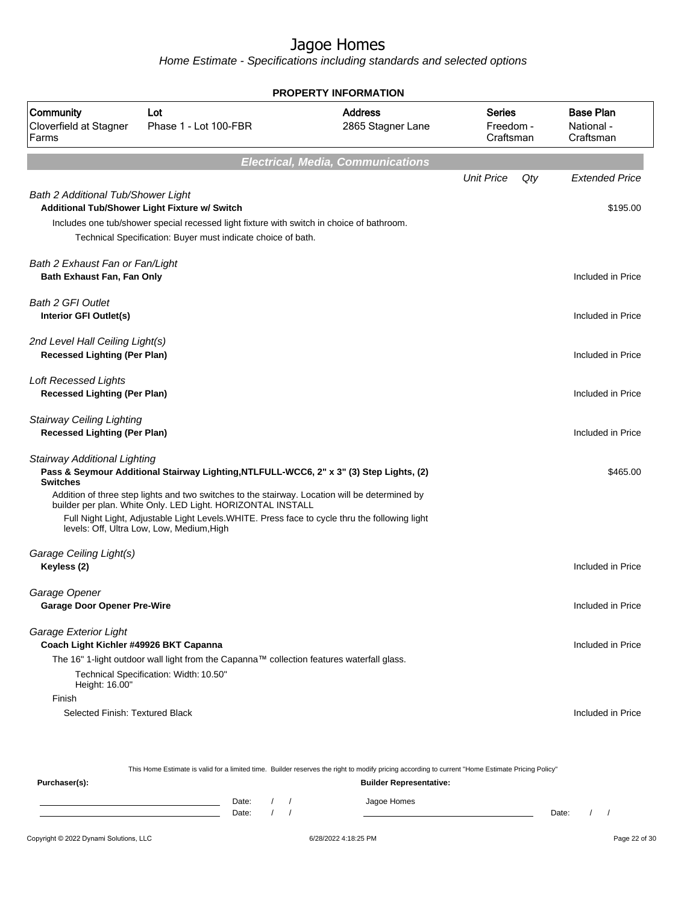# Jagoe Homes

Home Estimate - Specifications including standards and selected options

## PROPERTY INFORMATION

| Community | Lot | Address | Series | Base Plan |
|---|---|---|---|---|
| Cloverfield at Stagner Farms | Phase 1 - Lot 100-FBR | 2865 Stagner Lane | Freedom - Craftsman | National - Craftsman |

## Electrical, Media, Communications

| | Unit Price | Qty | Extended Price |
|---|---|---|---|
| *Bath 2 Additional Tub/Shower Light* | | | |
| **Additional Tub/Shower Light Fixture w/ Switch** | | | $195.00 |
| Includes one tub/shower special recessed light fixture with switch in choice of bathroom. | | | |
| Technical Specification: Buyer must indicate choice of bath. | | | |
| *Bath 2 Exhaust Fan or Fan/Light* | | | |
| **Bath Exhaust Fan, Fan Only** | | | Included in Price |
| *Bath 2 GFI Outlet* | | | |
| **Interior GFI Outlet(s)** | | | Included in Price |
| *2nd Level Hall Ceiling Light(s)* | | | |
| **Recessed Lighting (Per Plan)** | | | Included in Price |
| *Loft Recessed Lights* | | | |
| **Recessed Lighting (Per Plan)** | | | Included in Price |
| *Stairway Ceiling Lighting* | | | |
| **Recessed Lighting (Per Plan)** | | | Included in Price |
| *Stairway Additional Lighting* | | | |
| **Pass & Seymour Additional Stairway Lighting,NTLFULL-WCC6, 2" x 3" (3) Step Lights, (2) Switches** | | | $465.00 |
| Addition of three step lights and two switches to the stairway. Location will be determined by builder per plan. White Only. LED Light. HORIZONTAL INSTALL | | | |
| Full Night Light, Adjustable Light Levels.WHITE. Press face to cycle thru the following light levels: Off, Ultra Low, Low, Medium,High | | | |
| *Garage Ceiling Light(s)* | | | |
| **Keyless (2)** | | | Included in Price |
| *Garage Opener* | | | |
| **Garage Door Opener Pre-Wire** | | | Included in Price |
| *Garage Exterior Light* | | | |
| **Coach Light Kichler #49926 BKT Capanna** | | | Included in Price |
| The 16" 1-light outdoor wall light from the Capanna™ collection features waterfall glass. | | | |
| Technical Specification: Width: 10.50" Height: 16.00" | | | |
| Finish | | | |
| Selected Finish: Textured Black | | | Included in Price |

This Home Estimate is valid for a limited time. Builder reserves the right to modify pricing according to current "Home Estimate Pricing Policy"

**Purchaser(s):** **Builder Representative:**

Date: / / Jagoe Homes

Date: / / Date: / /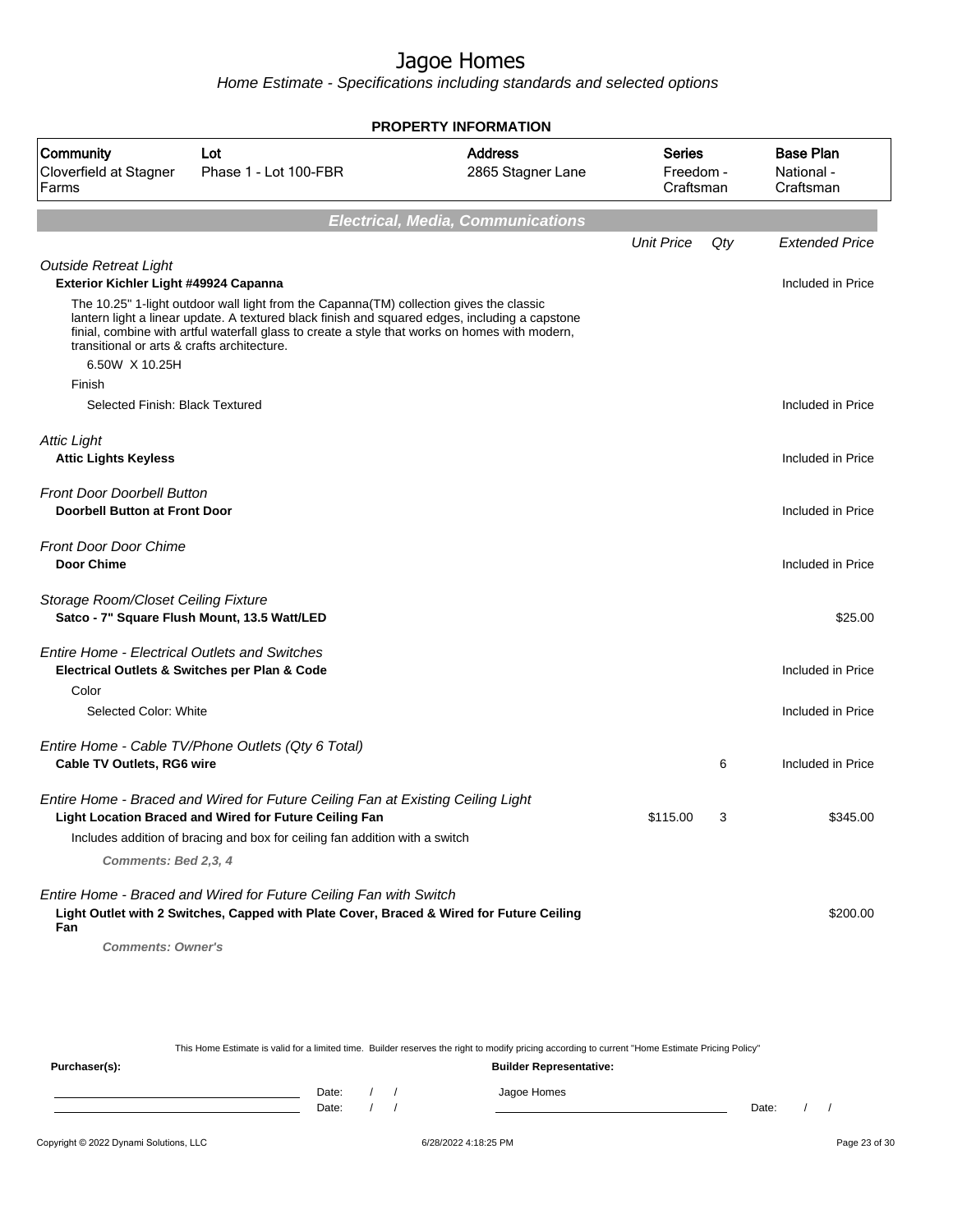# Jagoe Homes

Home Estimate - Specifications including standards and selected options

**PROPERTY INFORMATION**

| Community | Lot | Address | Series | Base Plan |
|---|---|---|---|---|
| Cloverfield at Stagner Farms | Phase 1 - Lot 100-FBR | 2865 Stagner Lane | Freedom - Craftsman | National - Craftsman |

## Electrical, Media, Communications

| | Unit Price | Qty | Extended Price |
|---|---|---|---|
| *Outside Retreat Light* | | | |
| **Exterior Kichler Light #49924 Capanna** | | | Included in Price |
| The 10.25" 1-light outdoor wall light from the Capanna(TM) collection gives the classic lantern light a linear update. A textured black finish and squared edges, including a capstone finial, combine with artful waterfall glass to create a style that works on homes with modern, transitional or arts & crafts architecture. | | | |
| 6.50W X 10.25H | | | |
| Finish | | | |
| Selected Finish: Black Textured | | | Included in Price |
| *Attic Light* | | | |
| **Attic Lights Keyless** | | | Included in Price |
| *Front Door Doorbell Button* | | | |
| **Doorbell Button at Front Door** | | | Included in Price |
| *Front Door Door Chime* | | | |
| **Door Chime** | | | Included in Price |
| *Storage Room/Closet Ceiling Fixture* | | | |
| **Satco - 7" Square Flush Mount, 13.5 Watt/LED** | | | $25.00 |
| *Entire Home - Electrical Outlets and Switches* | | | |
| **Electrical Outlets & Switches per Plan & Code** | | | Included in Price |
| Color | | | |
| Selected Color: White | | | Included in Price |
| *Entire Home - Cable TV/Phone Outlets (Qty 6 Total)* | | | |
| **Cable TV Outlets, RG6 wire** | | 6 | Included in Price |
| *Entire Home - Braced and Wired for Future Ceiling Fan at Existing Ceiling Light* | | | |
| **Light Location Braced and Wired for Future Ceiling Fan** | $115.00 | 3 | $345.00 |
| Includes addition of bracing and box for ceiling fan addition with a switch | | | |
| ***Comments: Bed 2,3, 4*** | | | |
| *Entire Home - Braced and Wired for Future Ceiling Fan with Switch* | | | |
| **Light Outlet with 2 Switches, Capped with Plate Cover, Braced & Wired for Future Ceiling Fan** | | | $200.00 |
| ***Comments: Owner's*** | | | |

This Home Estimate is valid for a limited time. Builder reserves the right to modify pricing according to current "Home Estimate Pricing Policy"

**Purchaser(s):** **Builder Representative:**

Date: / /  
Date: / /

Jagoe Homes

Date: / /

Copyright © 2022 Dynami Solutions, LLC 6/28/2022 4:18:25 PM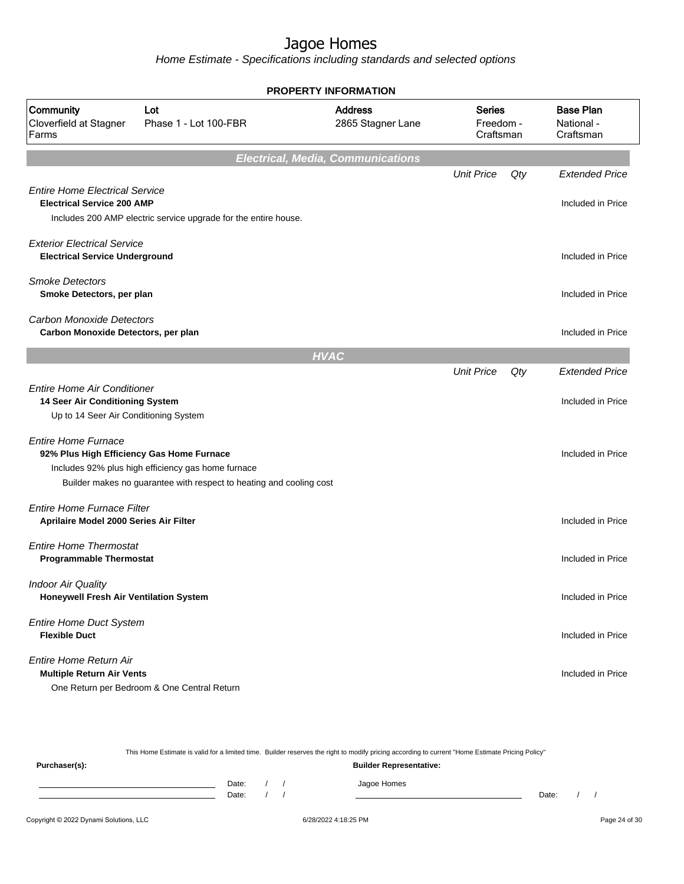# Jagoe Homes

*Home Estimate - Specifications including standards and selected options*

**PROPERTY INFORMATION**

| Community | Lot | Address | Series | Base Plan |
|---|---|---|---|---|
| Cloverfield at Stagner Farms | Phase 1 - Lot 100-FBR | 2865 Stagner Lane | Freedom - Craftsman | National - Craftsman |

## *Electrical, Media, Communications*

| | Unit Price | Qty | Extended Price |
|---|---|---|---|
| *Entire Home Electrical Service* | | | |
| **Electrical Service 200 AMP** | | | Included in Price |
| Includes 200 AMP electric service upgrade for the entire house. | | | |
| *Exterior Electrical Service* | | | |
| **Electrical Service Underground** | | | Included in Price |
| *Smoke Detectors* | | | |
| **Smoke Detectors, per plan** | | | Included in Price |
| *Carbon Monoxide Detectors* | | | |
| **Carbon Monoxide Detectors, per plan** | | | Included in Price |

## *HVAC*

| | Unit Price | Qty | Extended Price |
|---|---|---|---|
| *Entire Home Air Conditioner* | | | |
| **14 Seer Air Conditioning System** | | | Included in Price |
| Up to 14 Seer Air Conditioning System | | | |
| *Entire Home Furnace* | | | |
| **92% Plus High Efficiency Gas Home Furnace** | | | Included in Price |
| Includes 92% plus high efficiency gas home furnace<br>Builder makes no guarantee with respect to heating and cooling cost | | | |
| *Entire Home Furnace Filter* | | | |
| **Aprilaire Model 2000 Series Air Filter** | | | Included in Price |
| *Entire Home Thermostat* | | | |
| **Programmable Thermostat** | | | Included in Price |
| *Indoor Air Quality* | | | |
| **Honeywell Fresh Air Ventilation System** | | | Included in Price |
| *Entire Home Duct System* | | | |
| **Flexible Duct** | | | Included in Price |
| *Entire Home Return Air* | | | |
| **Multiple Return Air Vents** | | | Included in Price |
| One Return per Bedroom & One Central Return | | | |

This Home Estimate is valid for a limited time. Builder reserves the right to modify pricing according to current "Home Estimate Pricing Policy"

**Purchaser(s):**

Date: / /

Date: / /

**Builder Representative:**

Jagoe Homes

Date: / /

Copyright © 2022 Dynami Solutions, LLC

6/28/2022 4:18:25 PM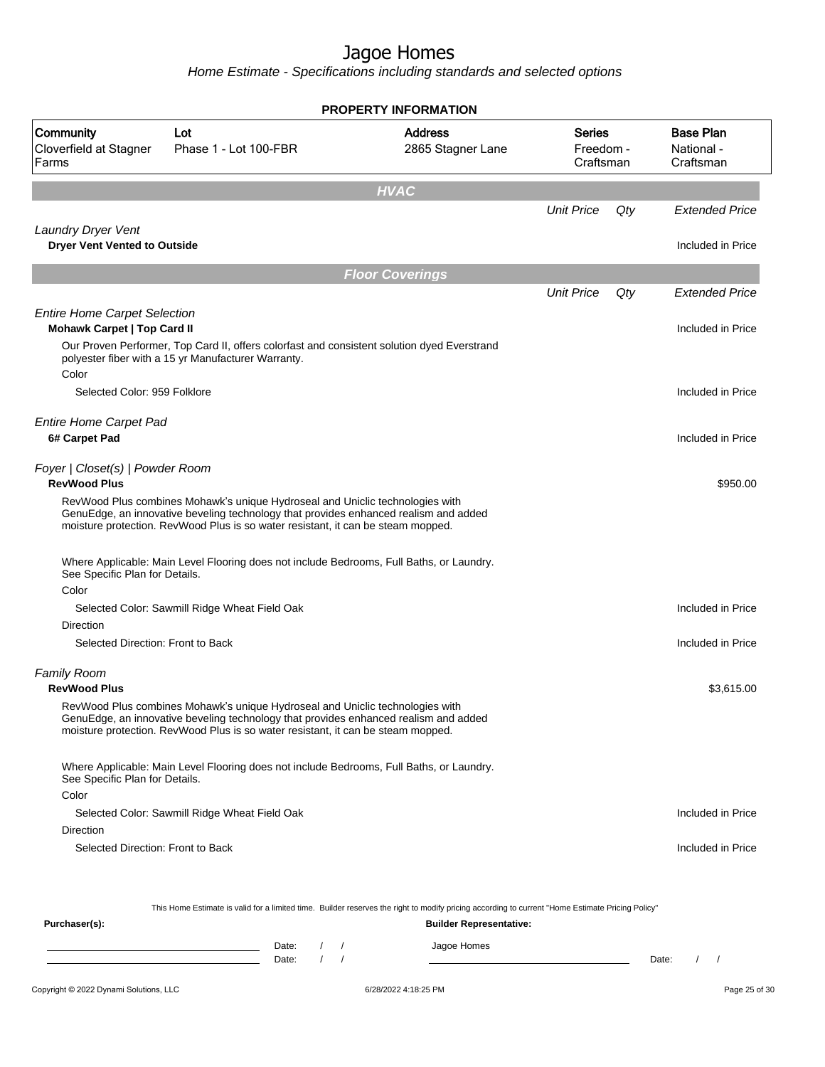# Jagoe Homes

Home Estimate - Specifications including standards and selected options

## PROPERTY INFORMATION

| Community | Lot | Address | Series | Base Plan |
|---|---|---|---|---|
| Cloverfield at Stagner Farms | Phase 1 - Lot 100-FBR | 2865 Stagner Lane | Freedom - Craftsman | National - Craftsman |

## HVAC

| | Unit Price | Qty | Extended Price |
|---|---|---|---|
| *Laundry Dryer Vent* | | | |
| **Dryer Vent Vented to Outside** | | | Included in Price |

## Floor Coverings

| | Unit Price | Qty | Extended Price |
|---|---|---|---|
| *Entire Home Carpet Selection* | | | |
| **Mohawk Carpet \| Top Card II** | | | Included in Price |
| Our Proven Performer, Top Card II, offers colorfast and consistent solution dyed Everstrand polyester fiber with a 15 yr Manufacturer Warranty. | | | |
| Color | | | |
| Selected Color: 959 Folklore | | | Included in Price |
| *Entire Home Carpet Pad* | | | |
| **6# Carpet Pad** | | | Included in Price |
| *Foyer \| Closet(s) \| Powder Room* | | | |
| **RevWood Plus** | | | $950.00 |
| RevWood Plus combines Mohawk's unique Hydroseal and Uniclic technologies with GenuEdge, an innovative beveling technology that provides enhanced realism and added moisture protection. RevWood Plus is so water resistant, it can be steam mopped. | | | |
| Where Applicable: Main Level Flooring does not include Bedrooms, Full Baths, or Laundry. See Specific Plan for Details. | | | |
| Color | | | |
| Selected Color: Sawmill Ridge Wheat Field Oak | | | Included in Price |
| Direction | | | |
| Selected Direction: Front to Back | | | Included in Price |
| *Family Room* | | | |
| **RevWood Plus** | | | $3,615.00 |
| RevWood Plus combines Mohawk's unique Hydroseal and Uniclic technologies with GenuEdge, an innovative beveling technology that provides enhanced realism and added moisture protection. RevWood Plus is so water resistant, it can be steam mopped. | | | |
| Where Applicable: Main Level Flooring does not include Bedrooms, Full Baths, or Laundry. See Specific Plan for Details. | | | |
| Color | | | |
| Selected Color: Sawmill Ridge Wheat Field Oak | | | Included in Price |
| Direction | | | |
| Selected Direction: Front to Back | | | Included in Price |

This Home Estimate is valid for a limited time. Builder reserves the right to modify pricing according to current "Home Estimate Pricing Policy"

**Purchaser(s):** Date: / /
Date: / /

**Builder Representative:** Jagoe Homes Date: / /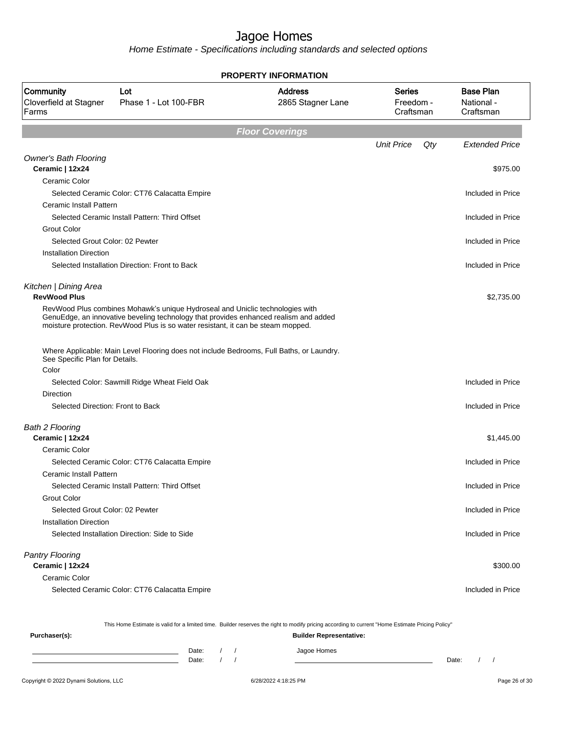# Jagoe Homes

*Home Estimate - Specifications including standards and selected options*

## PROPERTY INFORMATION

| Community | Lot | Address | Series | Base Plan |
|---|---|---|---|---|
| Cloverfield at Stagner Farms | Phase 1 - Lot 100-FBR | 2865 Stagner Lane | Freedom - Craftsman | National - Craftsman |

## Floor Coverings

| | Unit Price | Qty | Extended Price |
|---|---|---|---|
| *Owner's Bath Flooring* | | | |
| **Ceramic \| 12x24** | | | $975.00 |
| Ceramic Color | | | |
| Selected Ceramic Color: CT76 Calacatta Empire | | | Included in Price |
| Ceramic Install Pattern | | | |
| Selected Ceramic Install Pattern: Third Offset | | | Included in Price |
| Grout Color | | | |
| Selected Grout Color: 02 Pewter | | | Included in Price |
| Installation Direction | | | |
| Selected Installation Direction: Front to Back | | | Included in Price |
| *Kitchen \| Dining Area* | | | |
| **RevWood Plus** | | | $2,735.00 |
| RevWood Plus combines Mohawk's unique Hydroseal and Uniclic technologies with GenuEdge, an innovative beveling technology that provides enhanced realism and added moisture protection. RevWood Plus is so water resistant, it can be steam mopped.<br><br>Where Applicable: Main Level Flooring does not include Bedrooms, Full Baths, or Laundry. See Specific Plan for Details. | | | |
| Color | | | |
| Selected Color: Sawmill Ridge Wheat Field Oak | | | Included in Price |
| Direction | | | |
| Selected Direction: Front to Back | | | Included in Price |
| *Bath 2 Flooring* | | | |
| **Ceramic \| 12x24** | | | $1,445.00 |
| Ceramic Color | | | |
| Selected Ceramic Color: CT76 Calacatta Empire | | | Included in Price |
| Ceramic Install Pattern | | | |
| Selected Ceramic Install Pattern: Third Offset | | | Included in Price |
| Grout Color | | | |
| Selected Grout Color: 02 Pewter | | | Included in Price |
| Installation Direction | | | |
| Selected Installation Direction: Side to Side | | | Included in Price |
| *Pantry Flooring* | | | |
| **Ceramic \| 12x24** | | | $300.00 |
| Ceramic Color | | | |
| Selected Ceramic Color: CT76 Calacatta Empire | | | Included in Price |

This Home Estimate is valid for a limited time. Builder reserves the right to modify pricing according to current "Home Estimate Pricing Policy"

**Purchaser(s):**

Date: / /

Date: / /

**Builder Representative:**

Jagoe Homes

Date: / /

Copyright © 2022 Dynami Solutions, LLC

6/28/2022 4:18:25 PM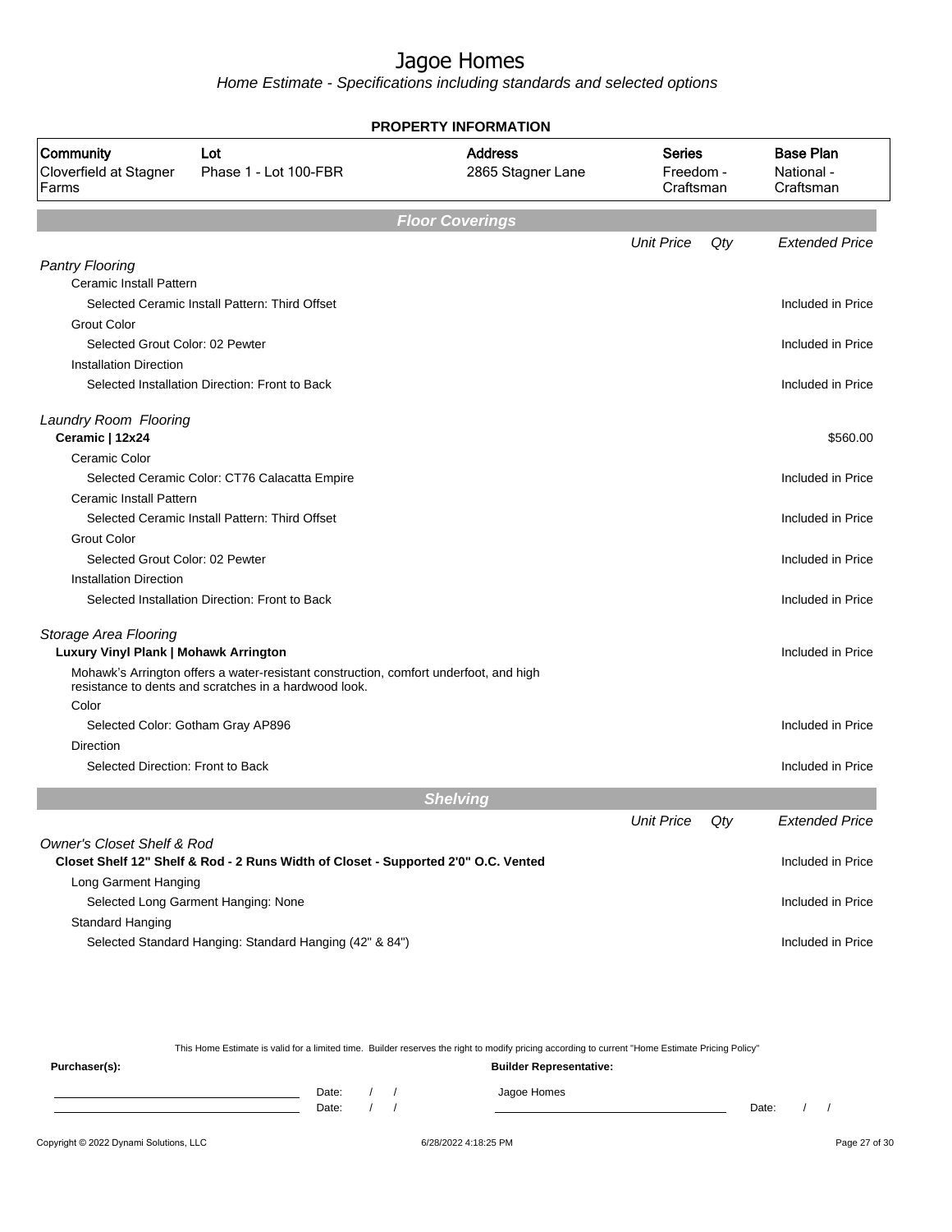# Jagoe Homes

*Home Estimate - Specifications including standards and selected options*

## PROPERTY INFORMATION

| Community | Lot | Address | Series | Base Plan |
|---|---|---|---|---|
| Cloverfield at Stagner Farms | Phase 1 - Lot 100-FBR | 2865 Stagner Lane | Freedom - Craftsman | National - Craftsman |

## Floor Coverings

| | Unit Price | Qty | Extended Price |
|---|---|---|---|
| *Pantry Flooring* | | | |
| Ceramic Install Pattern | | | |
| Selected Ceramic Install Pattern: Third Offset | | | Included in Price |
| Grout Color | | | |
| Selected Grout Color: 02 Pewter | | | Included in Price |
| Installation Direction | | | |
| Selected Installation Direction: Front to Back | | | Included in Price |
| *Laundry Room Flooring* | | | |
| **Ceramic \| 12x24** | | | $560.00 |
| Ceramic Color | | | |
| Selected Ceramic Color: CT76 Calacatta Empire | | | Included in Price |
| Ceramic Install Pattern | | | |
| Selected Ceramic Install Pattern: Third Offset | | | Included in Price |
| Grout Color | | | |
| Selected Grout Color: 02 Pewter | | | Included in Price |
| Installation Direction | | | |
| Selected Installation Direction: Front to Back | | | Included in Price |
| *Storage Area Flooring* | | | |
| **Luxury Vinyl Plank \| Mohawk Arrington** | | | Included in Price |
| Mohawk's Arrington offers a water-resistant construction, comfort underfoot, and high resistance to dents and scratches in a hardwood look. | | | |
| Color | | | |
| Selected Color: Gotham Gray AP896 | | | Included in Price |
| Direction | | | |
| Selected Direction: Front to Back | | | Included in Price |

## Shelving

| | Unit Price | Qty | Extended Price |
|---|---|---|---|
| *Owner's Closet Shelf & Rod* | | | |
| **Closet Shelf 12" Shelf & Rod - 2 Runs Width of Closet - Supported 2'0" O.C. Vented** | | | Included in Price |
| Long Garment Hanging | | | |
| Selected Long Garment Hanging: None | | | Included in Price |
| Standard Hanging | | | |
| Selected Standard Hanging: Standard Hanging (42" & 84") | | | Included in Price |

This Home Estimate is valid for a limited time. Builder reserves the right to modify pricing according to current "Home Estimate Pricing Policy"

**Purchaser(s):**

Date: / /

Date: / /

**Builder Representative:**

Jagoe Homes

Date: / /

Copyright © 2022 Dynami Solutions, LLC 6/28/2022 4:18:25 PM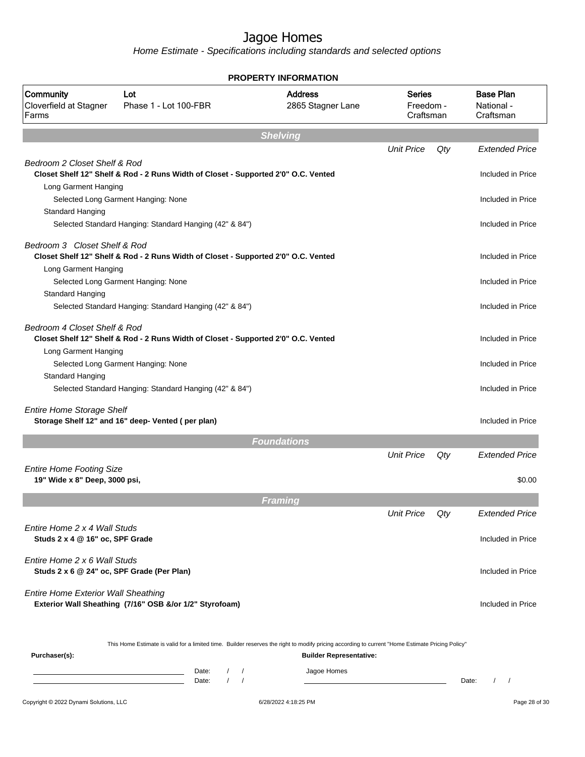# Jagoe Homes

*Home Estimate - Specifications including standards and selected options*

**PROPERTY INFORMATION**

| Community | Lot | Address | Series | Base Plan |
|---|---|---|---|---|
| Cloverfield at Stagner Farms | Phase 1 - Lot 100-FBR | 2865 Stagner Lane | Freedom - Craftsman | National - Craftsman |

## Shelving

| | Unit Price | Qty | Extended Price |
|---|---|---|---|
| *Bedroom 2 Closet Shelf & Rod* | | | |
| **Closet Shelf 12" Shelf & Rod - 2 Runs Width of Closet - Supported 2'0" O.C. Vented** | | | Included in Price |
| Long Garment Hanging | | | |
| Selected Long Garment Hanging: None | | | Included in Price |
| Standard Hanging | | | |
| Selected Standard Hanging: Standard Hanging (42" & 84") | | | Included in Price |
| *Bedroom 3 Closet Shelf & Rod* | | | |
| **Closet Shelf 12" Shelf & Rod - 2 Runs Width of Closet - Supported 2'0" O.C. Vented** | | | Included in Price |
| Long Garment Hanging | | | |
| Selected Long Garment Hanging: None | | | Included in Price |
| Standard Hanging | | | |
| Selected Standard Hanging: Standard Hanging (42" & 84") | | | Included in Price |
| *Bedroom 4 Closet Shelf & Rod* | | | |
| **Closet Shelf 12" Shelf & Rod - 2 Runs Width of Closet - Supported 2'0" O.C. Vented** | | | Included in Price |
| Long Garment Hanging | | | |
| Selected Long Garment Hanging: None | | | Included in Price |
| Standard Hanging | | | |
| Selected Standard Hanging: Standard Hanging (42" & 84") | | | Included in Price |
| *Entire Home Storage Shelf* | | | |
| **Storage Shelf 12" and 16" deep- Vented ( per plan)** | | | Included in Price |

## Foundations

| | Unit Price | Qty | Extended Price |
|---|---|---|---|
| *Entire Home Footing Size* | | | |
| **19" Wide x 8" Deep, 3000 psi,** | | | $0.00 |

## Framing

| | Unit Price | Qty | Extended Price |
|---|---|---|---|
| *Entire Home 2 x 4 Wall Studs* | | | |
| **Studs 2 x 4 @ 16" oc, SPF Grade** | | | Included in Price |
| *Entire Home 2 x 6 Wall Studs* | | | |
| **Studs 2 x 6 @ 24" oc, SPF Grade (Per Plan)** | | | Included in Price |
| *Entire Home Exterior Wall Sheathing* | | | |
| **Exterior Wall Sheathing (7/16" OSB &/or 1/2" Styrofoam)** | | | Included in Price |

This Home Estimate is valid for a limited time. Builder reserves the right to modify pricing according to current "Home Estimate Pricing Policy"

**Purchaser(s):**

Date: / /

Date: / /

**Builder Representative:**

Jagoe Homes

Date: / /

Copyright © 2022 Dynami Solutions, LLC — 6/28/2022 4:18:25 PM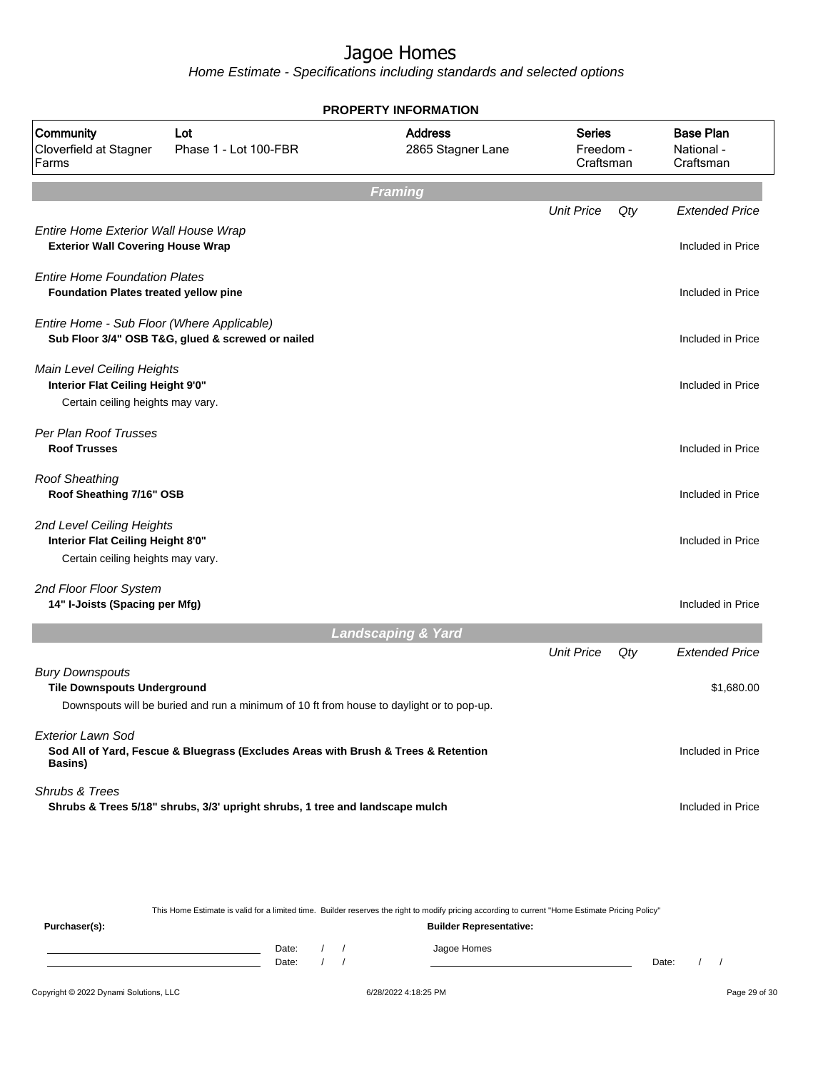# Jagoe Homes

*Home Estimate - Specifications including standards and selected options*

## PROPERTY INFORMATION

| Community | Lot | Address | Series | Base Plan |
|---|---|---|---|---|
| Cloverfield at Stagner Farms | Phase 1 - Lot 100-FBR | 2865 Stagner Lane | Freedom - Craftsman | National - Craftsman |

## Framing

| | Unit Price | Qty | Extended Price |
|---|---|---|---|
| *Entire Home Exterior Wall House Wrap*<br>**Exterior Wall Covering House Wrap** | | | Included in Price |
| *Entire Home Foundation Plates*<br>**Foundation Plates treated yellow pine** | | | Included in Price |
| *Entire Home - Sub Floor (Where Applicable)*<br>**Sub Floor 3/4" OSB T&G, glued & screwed or nailed** | | | Included in Price |
| *Main Level Ceiling Heights*<br>**Interior Flat Ceiling Height 9'0"**<br>Certain ceiling heights may vary. | | | Included in Price |
| *Per Plan Roof Trusses*<br>**Roof Trusses** | | | Included in Price |
| *Roof Sheathing*<br>**Roof Sheathing 7/16" OSB** | | | Included in Price |
| *2nd Level Ceiling Heights*<br>**Interior Flat Ceiling Height 8'0"**<br>Certain ceiling heights may vary. | | | Included in Price |
| *2nd Floor Floor System*<br>**14" I-Joists (Spacing per Mfg)** | | | Included in Price |

## Landscaping & Yard

| | Unit Price | Qty | Extended Price |
|---|---|---|---|
| *Bury Downspouts*<br>**Tile Downspouts Underground**<br>Downspouts will be buried and run a minimum of 10 ft from house to daylight or to pop-up. | | | $1,680.00 |
| *Exterior Lawn Sod*<br>**Sod All of Yard, Fescue & Bluegrass (Excludes Areas with Brush & Trees & Retention Basins)** | | | Included in Price |
| *Shrubs & Trees*<br>**Shrubs & Trees 5/18" shrubs, 3/3' upright shrubs, 1 tree and landscape mulch** | | | Included in Price |

This Home Estimate is valid for a limited time. Builder reserves the right to modify pricing according to current "Home Estimate Pricing Policy"

**Purchaser(s):**

Date: / /

Date: / /

**Builder Representative:**

Jagoe Homes

Date: / /

Copyright © 2022 Dynami Solutions, LLC — 6/28/2022 4:18:25 PM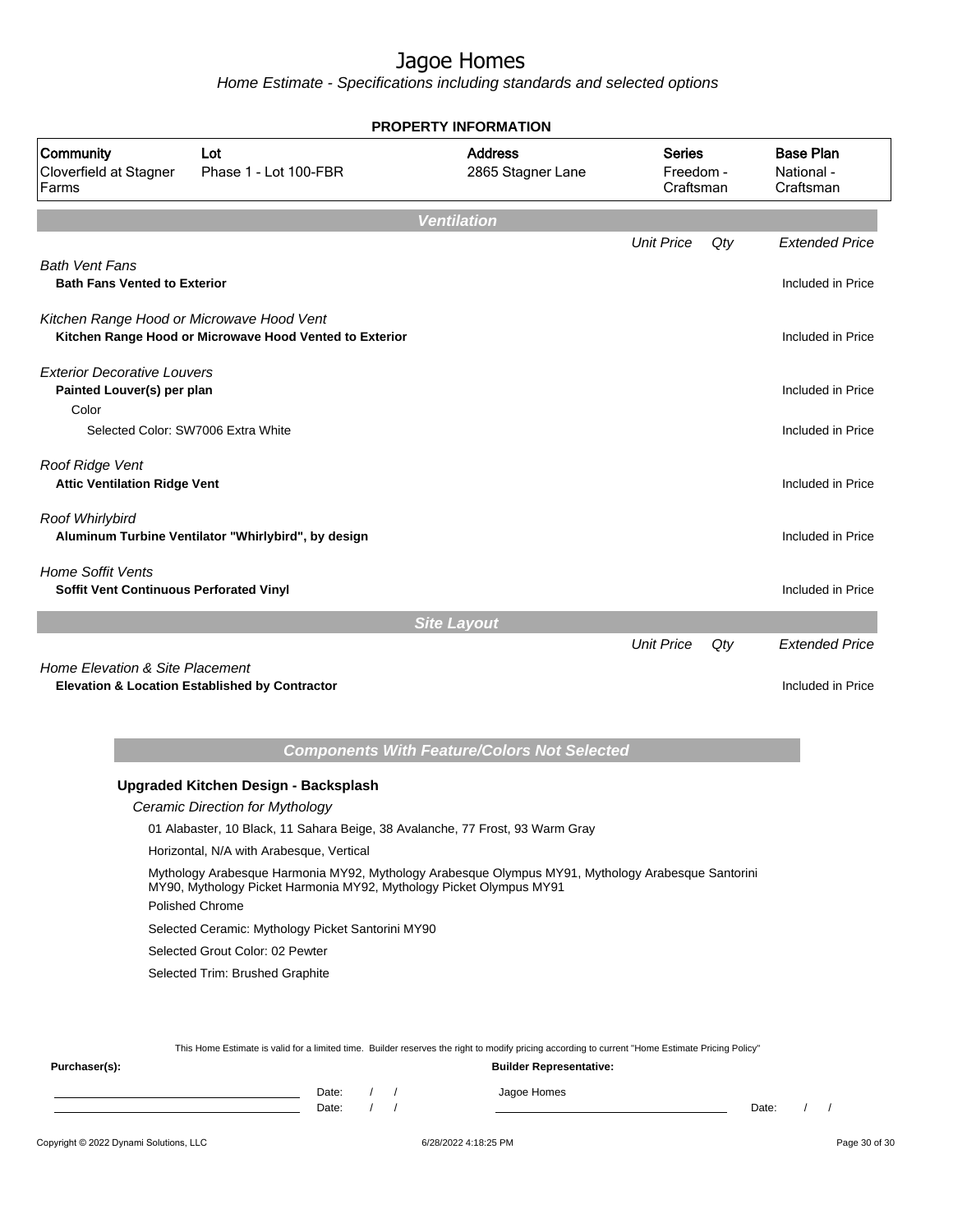# Jagoe Homes

*Home Estimate - Specifications including standards and selected options*

**PROPERTY INFORMATION**

| Community | Lot | Address | Series | Base Plan |
|---|---|---|---|---|
| Cloverfield at Stagner Farms | Phase 1 - Lot 100-FBR | 2865 Stagner Lane | Freedom - Craftsman | National - Craftsman |

## Ventilation

| | Unit Price | Qty | Extended Price |
|---|---|---|---|
| *Bath Vent Fans* | | | |
| **Bath Fans Vented to Exterior** | | | Included in Price |
| *Kitchen Range Hood or Microwave Hood Vent* | | | |
| **Kitchen Range Hood or Microwave Hood Vented to Exterior** | | | Included in Price |
| *Exterior Decorative Louvers* | | | |
| **Painted Louver(s) per plan** | | | Included in Price |
| Color | | | |
| Selected Color: SW7006 Extra White | | | Included in Price |
| *Roof Ridge Vent* | | | |
| **Attic Ventilation Ridge Vent** | | | Included in Price |
| *Roof Whirlybird* | | | |
| **Aluminum Turbine Ventilator "Whirlybird", by design** | | | Included in Price |
| *Home Soffit Vents* | | | |
| **Soffit Vent Continuous Perforated Vinyl** | | | Included in Price |

## Site Layout

| | Unit Price | Qty | Extended Price |
|---|---|---|---|
| *Home Elevation & Site Placement* | | | |
| **Elevation & Location Established by Contractor** | | | Included in Price |

## Components With Feature/Colors Not Selected

**Upgraded Kitchen Design - Backsplash**

*Ceramic Direction for Mythology*

01 Alabaster, 10 Black, 11 Sahara Beige, 38 Avalanche, 77 Frost, 93 Warm Gray

Horizontal, N/A with Arabesque, Vertical

Mythology Arabesque Harmonia MY92, Mythology Arabesque Olympus MY91, Mythology Arabesque Santorini MY90, Mythology Picket Harmonia MY92, Mythology Picket Olympus MY91

Polished Chrome

Selected Ceramic: Mythology Picket Santorini MY90

Selected Grout Color: 02 Pewter

Selected Trim: Brushed Graphite

This Home Estimate is valid for a limited time. Builder reserves the right to modify pricing according to current "Home Estimate Pricing Policy"

**Purchaser(s):** Date: / / Date: / /

**Builder Representative:** Jagoe Homes Date: / /

Copyright © 2022 Dynami Solutions, LLC 6/28/2022 4:18:25 PM